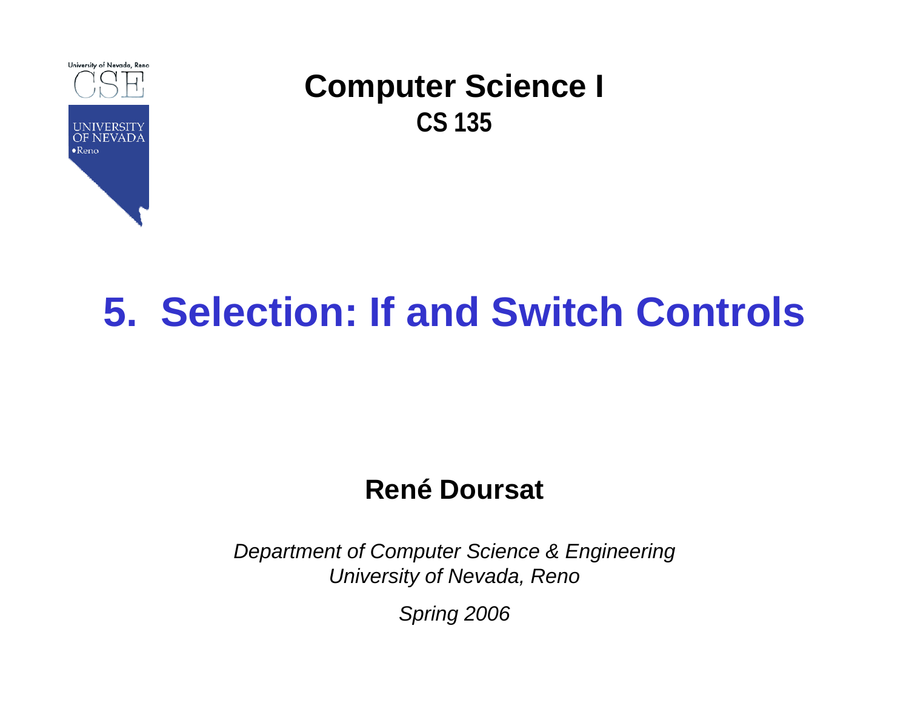**Computer Science I**
**CS 135**

# 5. Selection: If and Switch Controls

**René Doursat**

*Department of Computer Science & Engineering*
*University of Nevada, Reno*

*Spring 2006*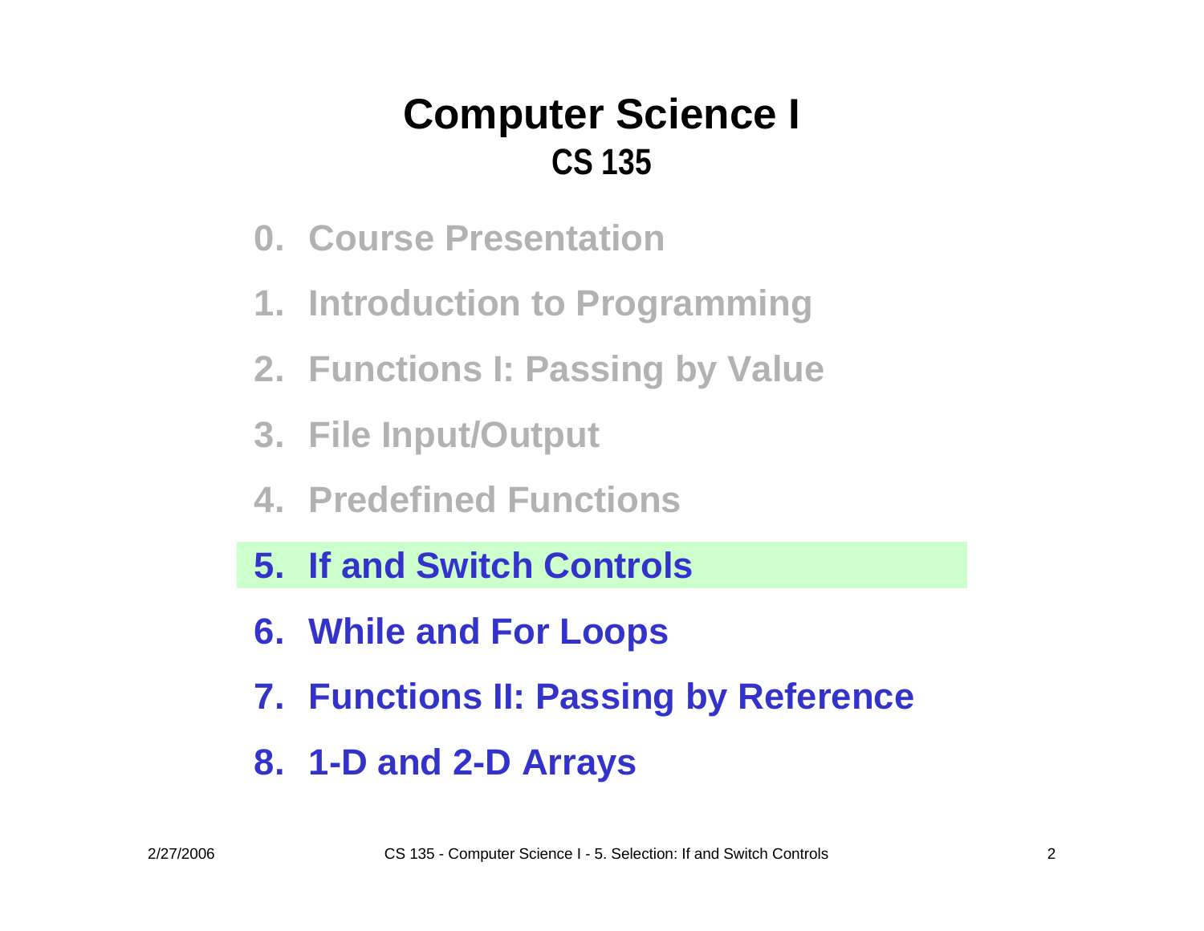# Computer Science I
## CS 135

0. Course Presentation
1. Introduction to Programming
2. Functions I: Passing by Value
3. File Input/Output
4. Predefined Functions
5. **If and Switch Controls**
6. While and For Loops
7. Functions II: Passing by Reference
8. 1-D and 2-D Arrays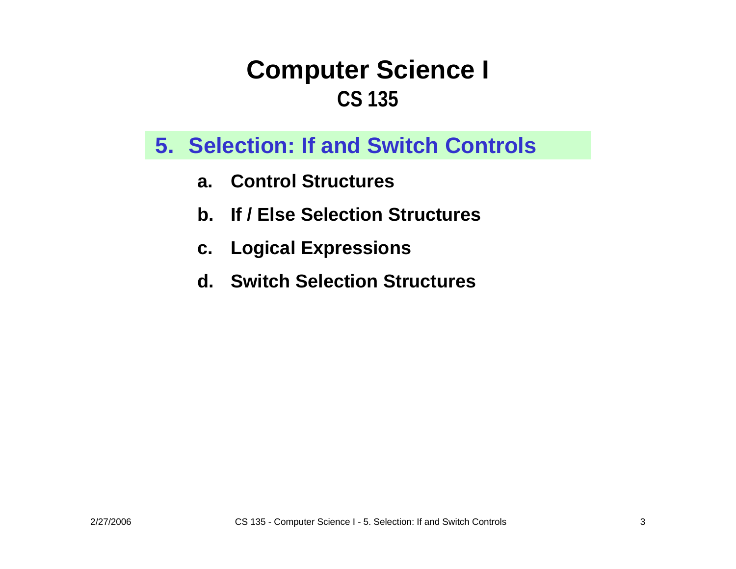# Computer Science I
## CS 135

## 5. Selection: If and Switch Controls

a. **Control Structures**

b. **If / Else Selection Structures**

c. **Logical Expressions**

d. **Switch Selection Structures**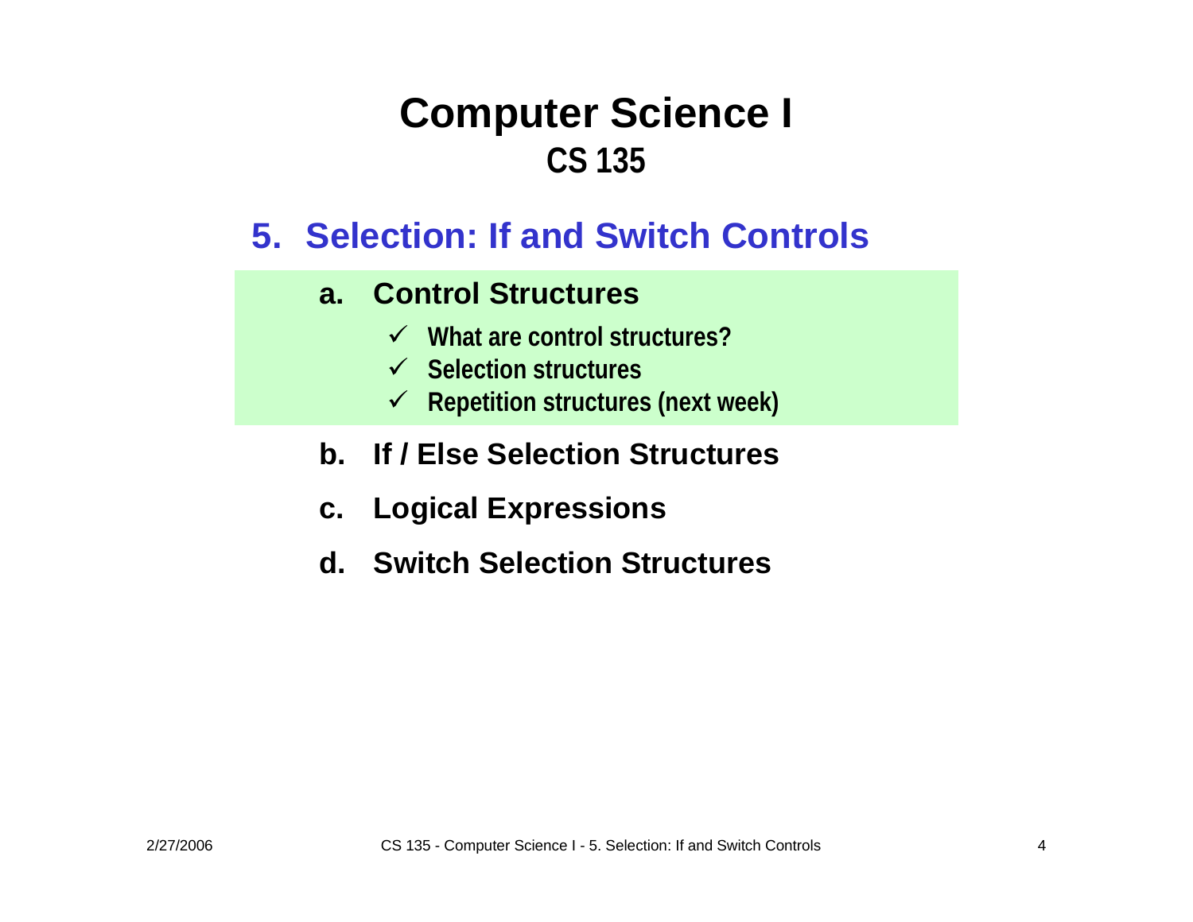# Computer Science I
## CS 135

### 5. Selection: If and Switch Controls

a. **Control Structures**
   - ✓ What are control structures?
   - ✓ Selection structures
   - ✓ Repetition structures (next week)

b. **If / Else Selection Structures**

c. **Logical Expressions**

d. **Switch Selection Structures**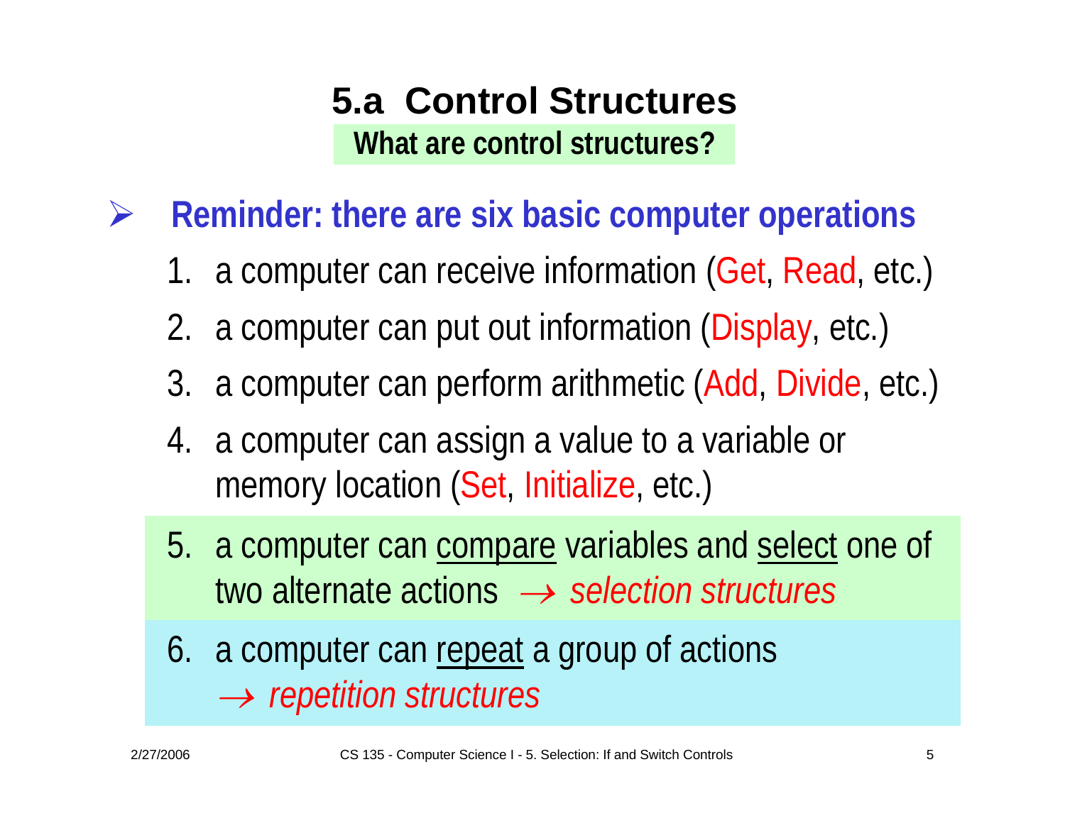# 5.a Control Structures

## What are control structures?

- **Reminder: there are six basic computer operations**

1. a computer can receive information (Get, Read, etc.)
2. a computer can put out information (Display, etc.)
3. a computer can perform arithmetic (Add, Divide, etc.)
4. a computer can assign a value to a variable or memory location (Set, Initialize, etc.)
5. a computer can compare variables and select one of two alternate actions → *selection structures*
6. a computer can repeat a group of actions → *repetition structures*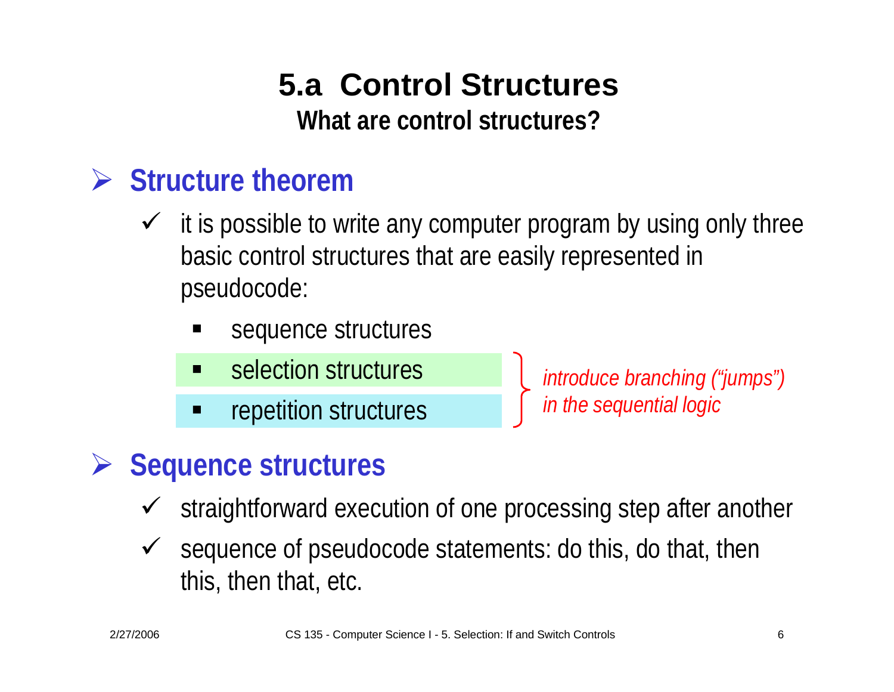# 5.a Control Structures

## What are control structures?

- **Structure theorem**
  - ✓ it is possible to write any computer program by using only three basic control structures that are easily represented in pseudocode:
    - sequence structures
    - selection structures
    - repetition structures

    *introduce branching ("jumps") in the sequential logic* (selection and repetition structures)

- **Sequence structures**
  - ✓ straightforward execution of one processing step after another
  - ✓ sequence of pseudocode statements: do this, do that, then this, then that, etc.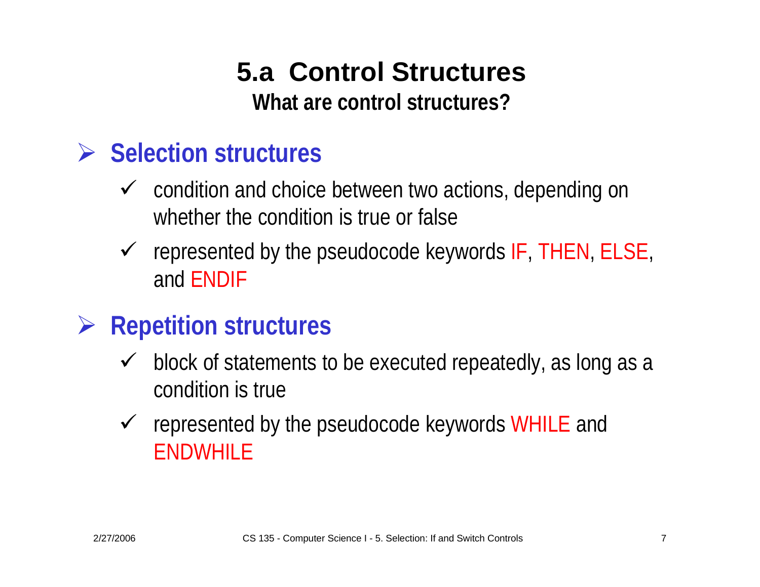# 5.a Control Structures

## What are control structures?

- **Selection structures**
  - condition and choice between two actions, depending on whether the condition is true or false
  - represented by the pseudocode keywords IF, THEN, ELSE, and ENDIF
- **Repetition structures**
  - block of statements to be executed repeatedly, as long as a condition is true
  - represented by the pseudocode keywords WHILE and ENDWHILE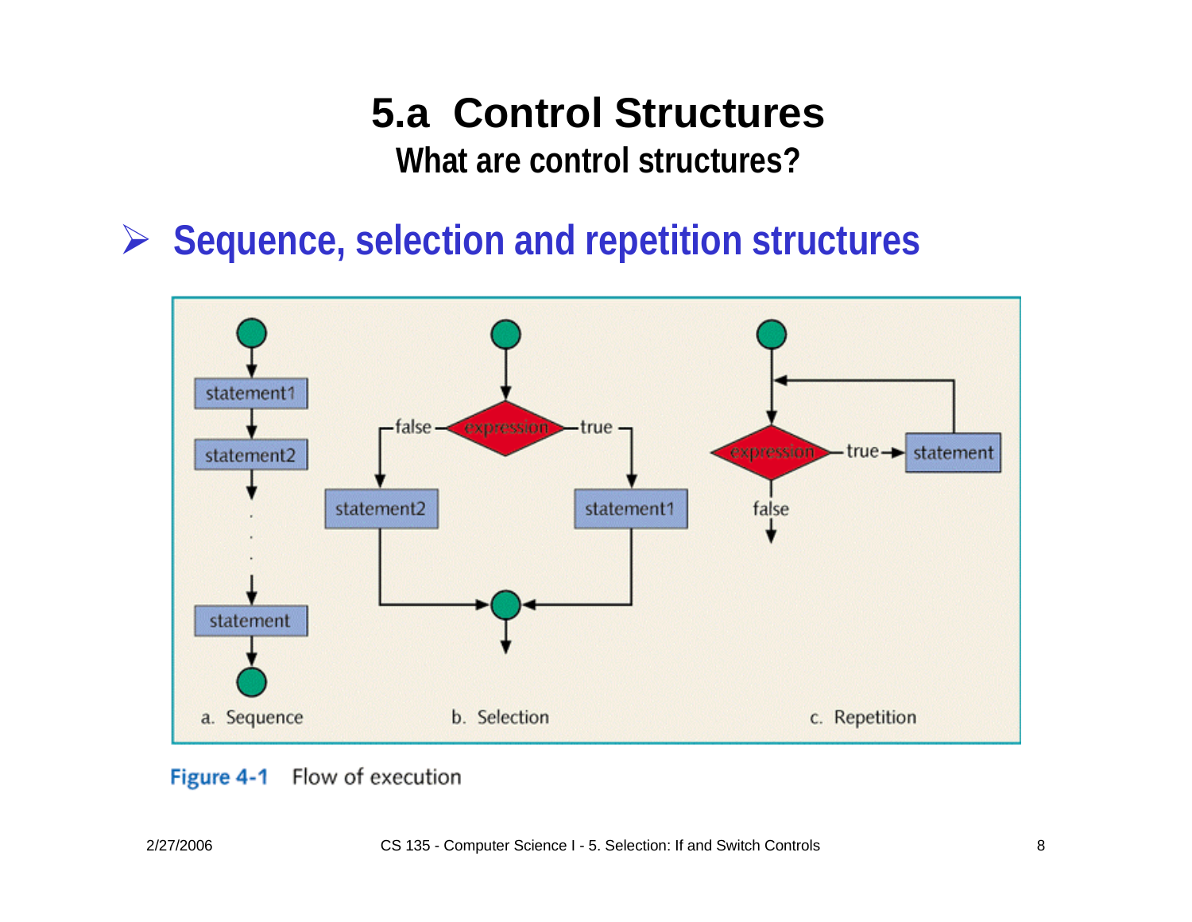# 5.a Control Structures

## What are control structures?

- **Sequence, selection and repetition structures**

statement1

statement2

statement

a. Sequence

false

expression

true

statement2

statement1

b. Selection

expression

true

statement

false

c. Repetition

**Figure 4-1** Flow of execution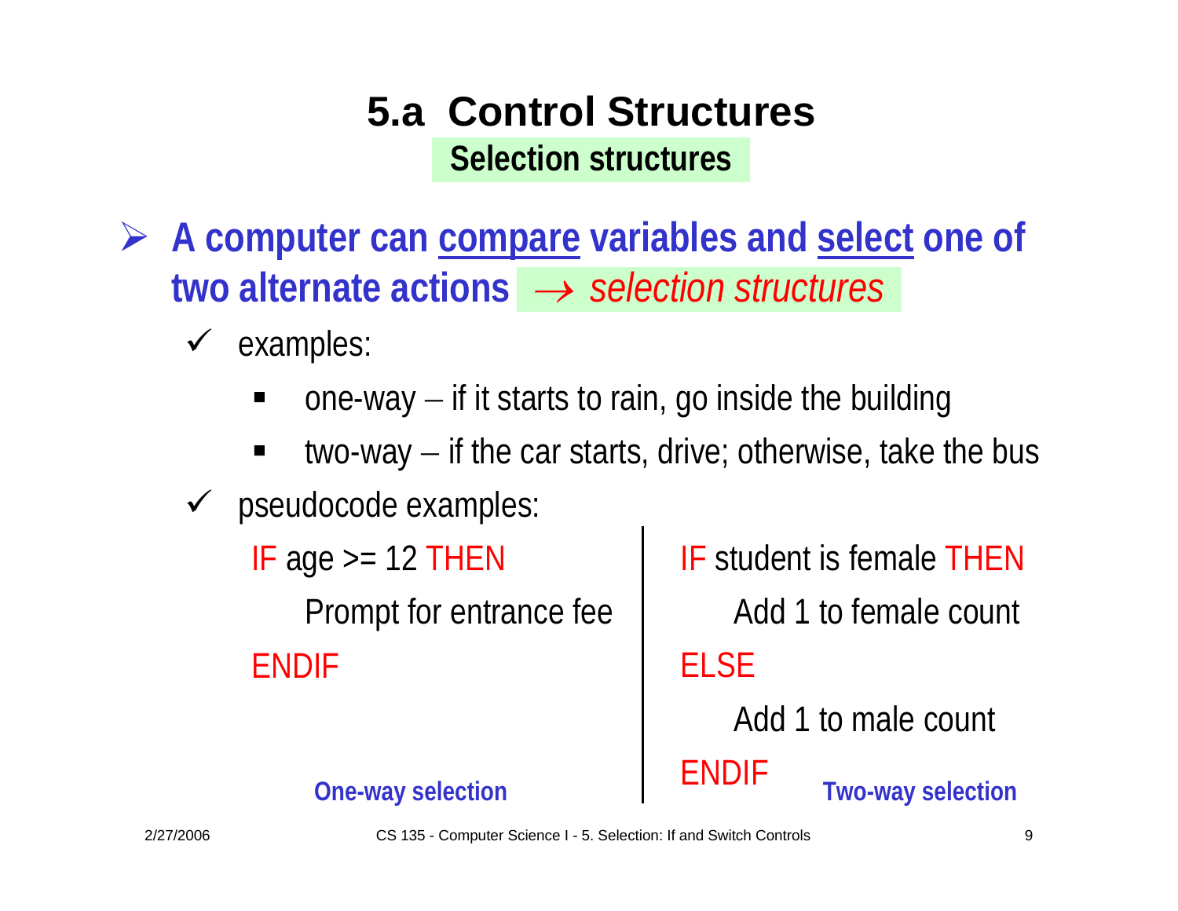# 5.a Control Structures

## Selection structures

- **A computer can <u>compare</u> variables and <u>select</u> one of two alternate actions** → *selection structures*
  - examples:
    - one-way – if it starts to rain, go inside the building
    - two-way – if the car starts, drive; otherwise, take the bus
  - pseudocode examples:

```
IF age >= 12 THEN
    Prompt for entrance fee
ENDIF
```

**One-way selection**

```
IF student is female THEN
    Add 1 to female count
ELSE
    Add 1 to male count
ENDIF
```

**Two-way selection**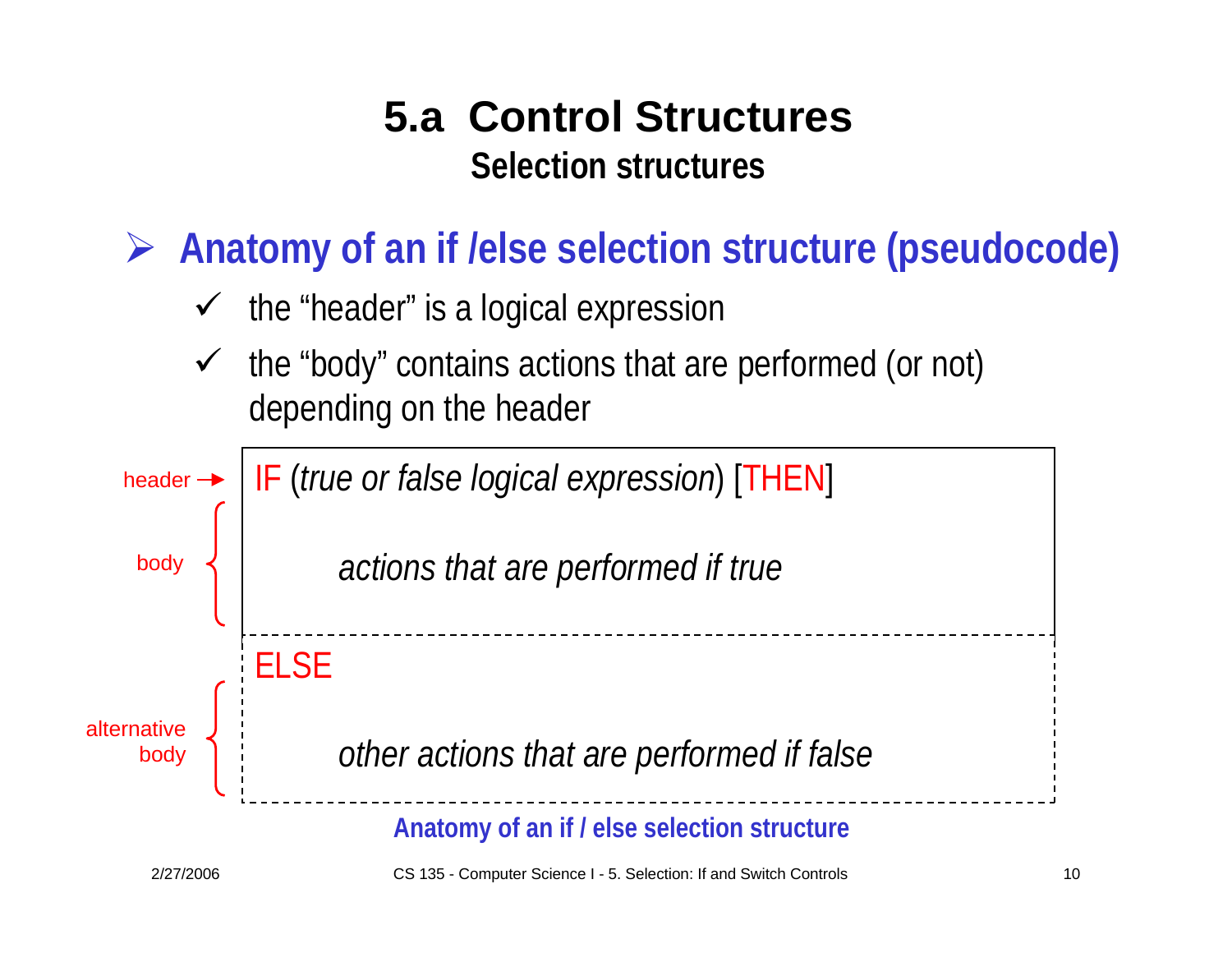# 5.a Control Structures

## Selection structures

- **Anatomy of an if /else selection structure (pseudocode)**
  - ✓ the "header" is a logical expression
  - ✓ the "body" contains actions that are performed (or not) depending on the header

header →

```
IF (true or false logical expression) [THEN]

        actions that are performed if true

ELSE

        other actions that are performed if false
```

body

alternative body

**Anatomy of an if / else selection structure**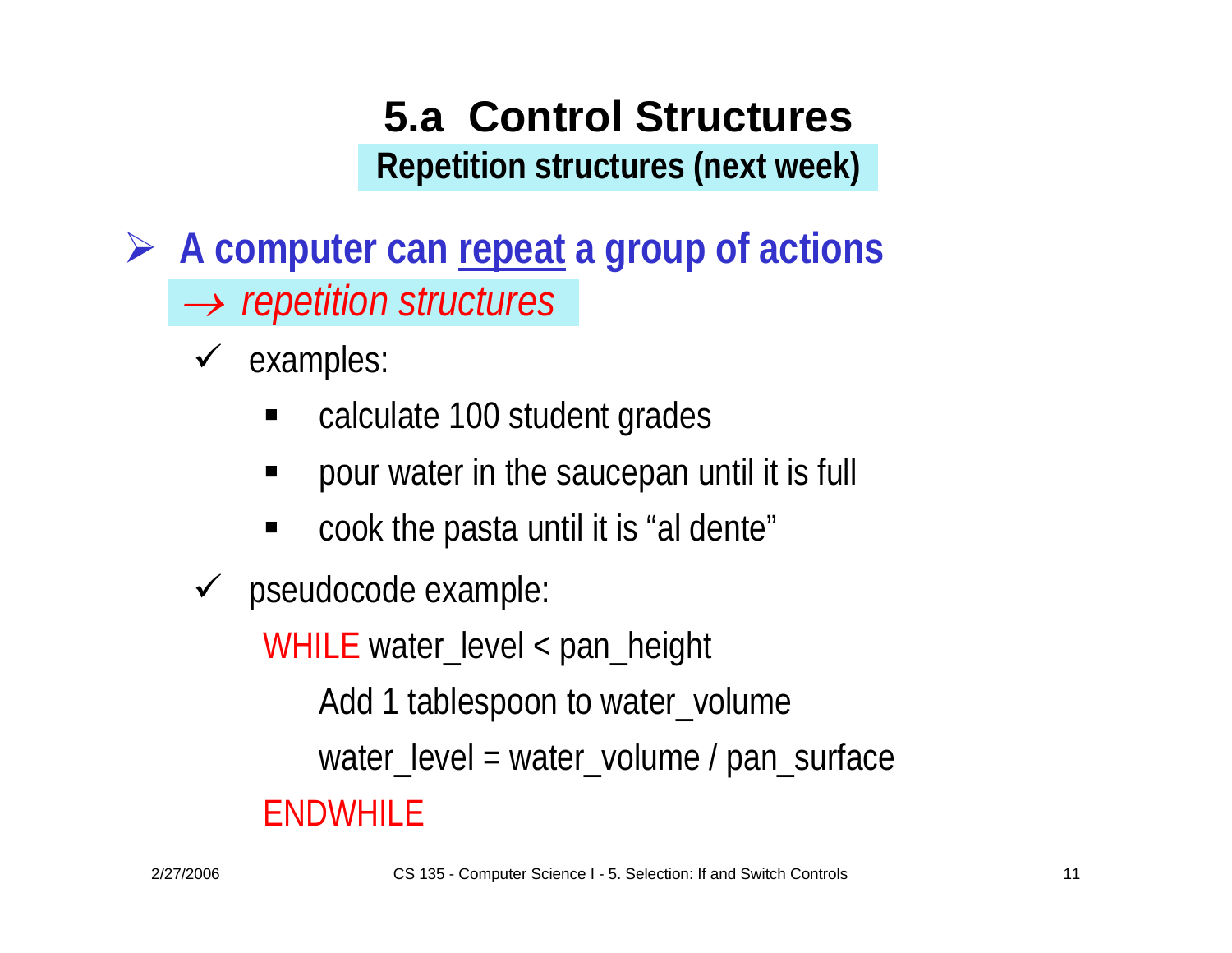# 5.a Control Structures

## Repetition structures (next week)

- **A computer can <u>repeat</u> a group of actions**

  → *repetition structures*

  - examples:
    - calculate 100 student grades
    - pour water in the saucepan until it is full
    - cook the pasta until it is "al dente"
  - pseudocode example:

```
WHILE water_level < pan_height
    Add 1 tablespoon to water_volume
    water_level = water_volume / pan_surface
ENDWHILE
```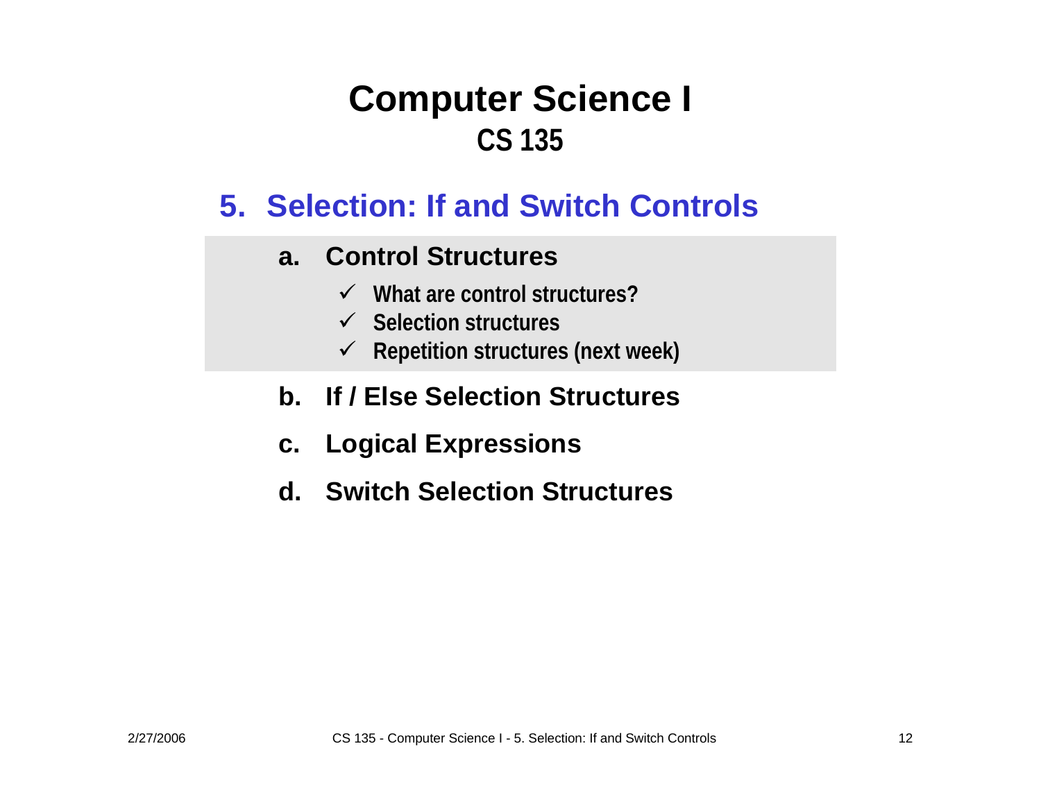# Computer Science I
## CS 135

## 5. Selection: If and Switch Controls

a. **Control Structures**
   - ✓ What are control structures?
   - ✓ Selection structures
   - ✓ Repetition structures (next week)

b. **If / Else Selection Structures**

c. **Logical Expressions**

d. **Switch Selection Structures**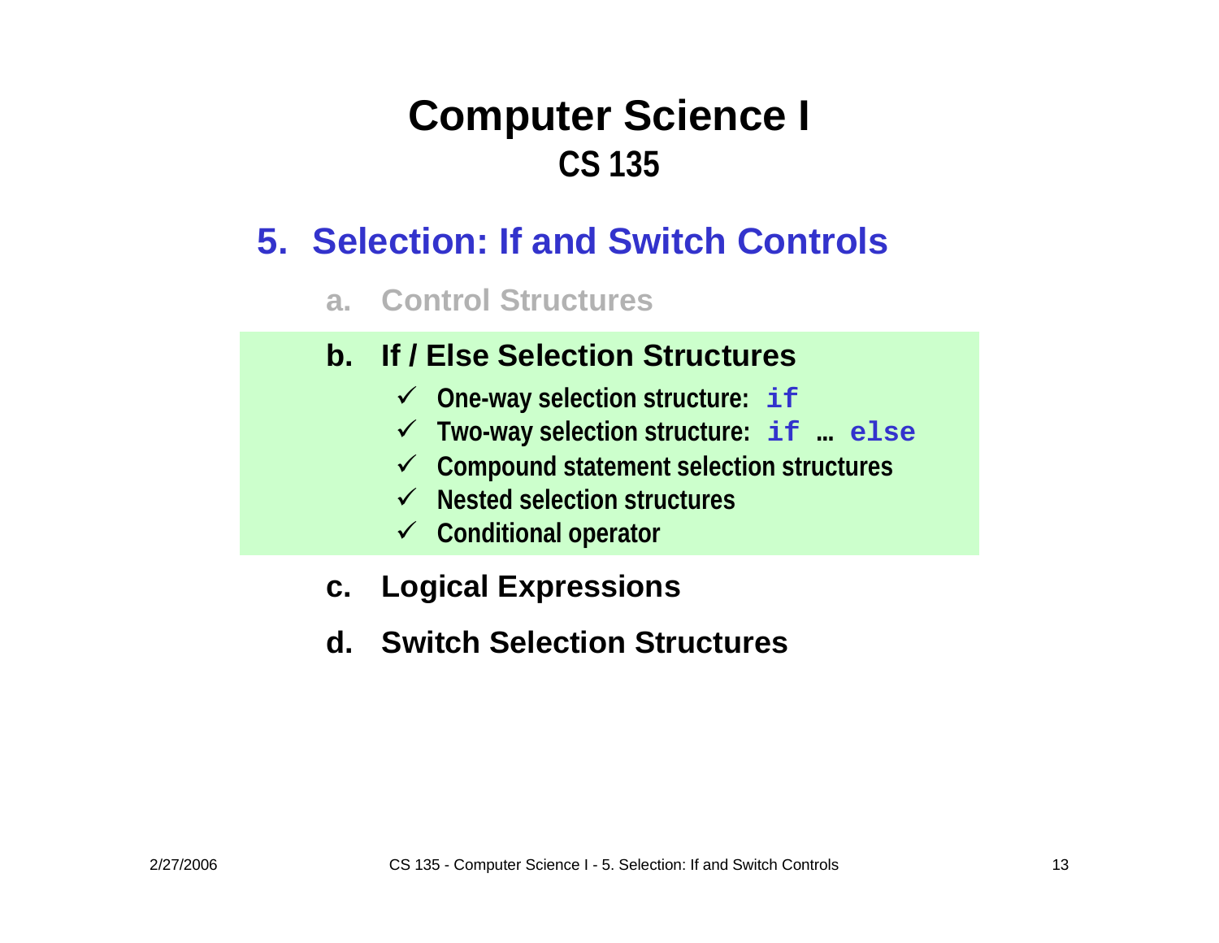# Computer Science I
## CS 135

## 5. Selection: If and Switch Controls

a. Control Structures

**b. If / Else Selection Structures**

- ✓ One-way selection structure: `if`
- ✓ Two-way selection structure: `if` … `else`
- ✓ Compound statement selection structures
- ✓ Nested selection structures
- ✓ Conditional operator

**c. Logical Expressions**

**d. Switch Selection Structures**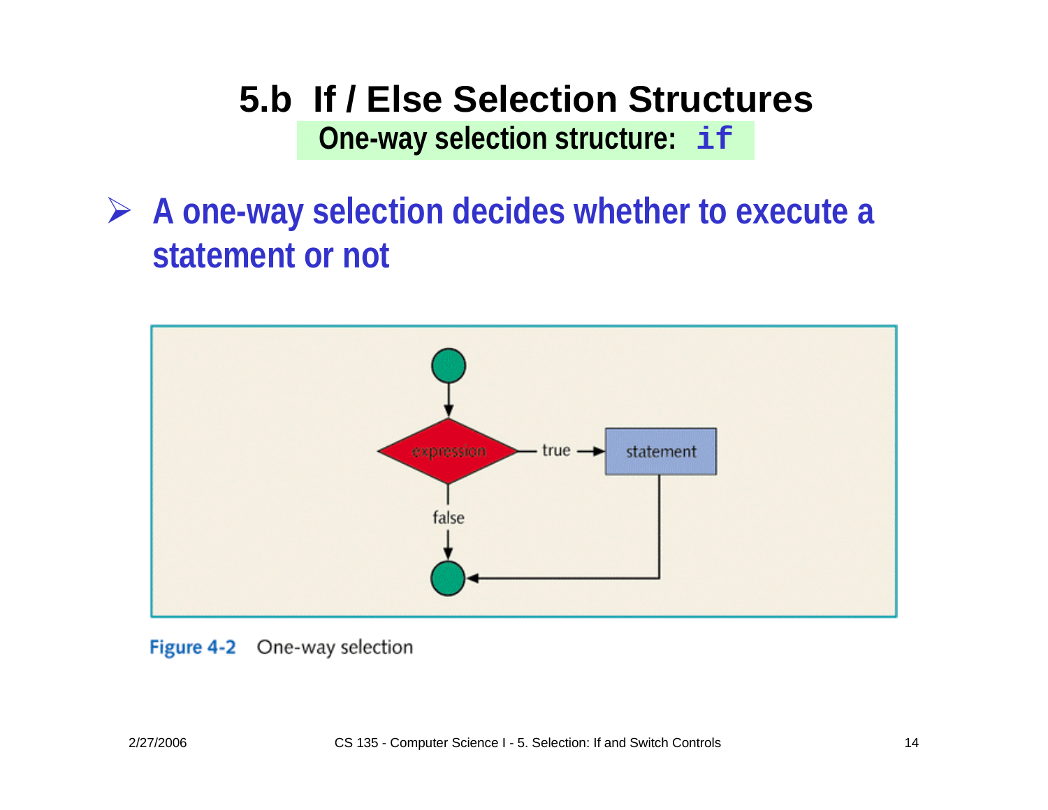# 5.b If / Else Selection Structures

## One-way selection structure: `if`

- **A one-way selection decides whether to execute a statement or not**

expression
true
statement
false

**Figure 4-2** One-way selection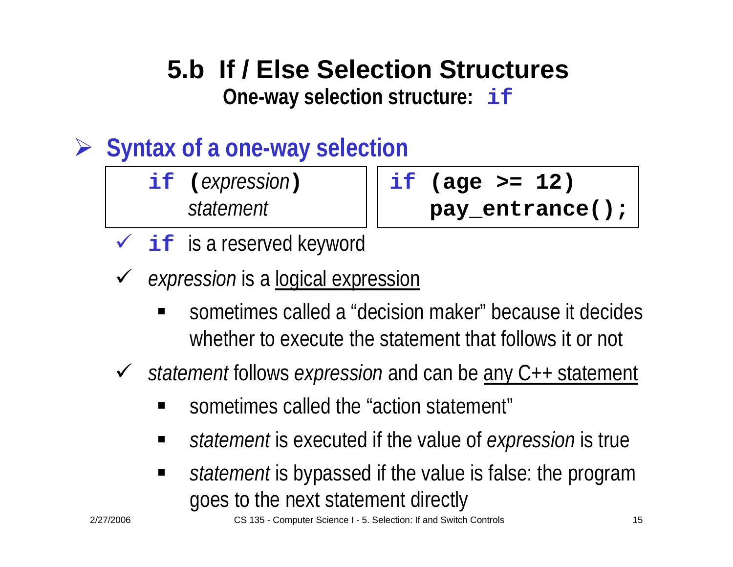# 5.b If / Else Selection Structures

## One-way selection structure: `if`

- **Syntax of a one-way selection**

```
if (expression)
    statement
```

```
if (age >= 12)
    pay_entrance();
```

  - ✓ `if` is a reserved keyword
  - ✓ *expression* is a <u>logical expression</u>
    - sometimes called a "decision maker" because it decides whether to execute the statement that follows it or not
  - ✓ *statement* follows *expression* and can be <u>any C++ statement</u>
    - sometimes called the "action statement"
    - *statement* is executed if the value of *expression* is true
    - *statement* is bypassed if the value is false: the program goes to the next statement directly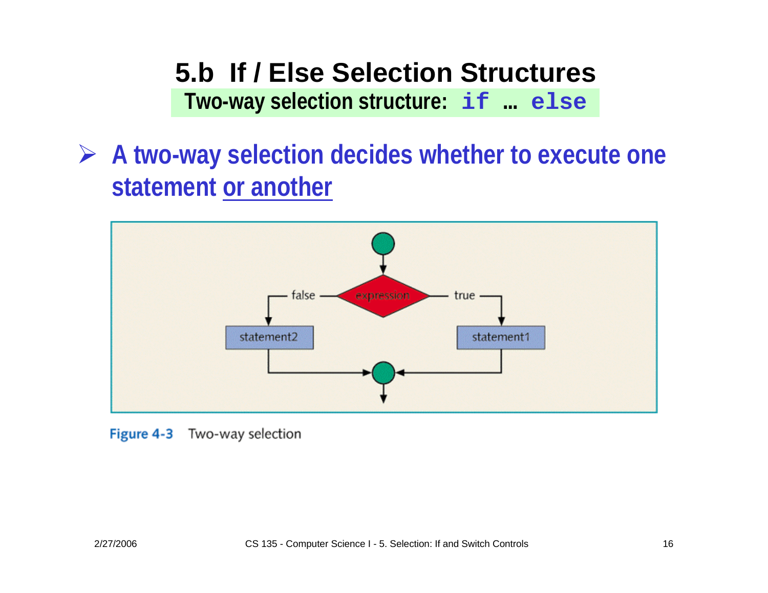# 5.b If / Else Selection Structures

**Two-way selection structure: `if` … `else`**

- **A two-way selection decides whether to execute one statement or another**

expression

false

true

statement2

statement1

**Figure 4-3** Two-way selection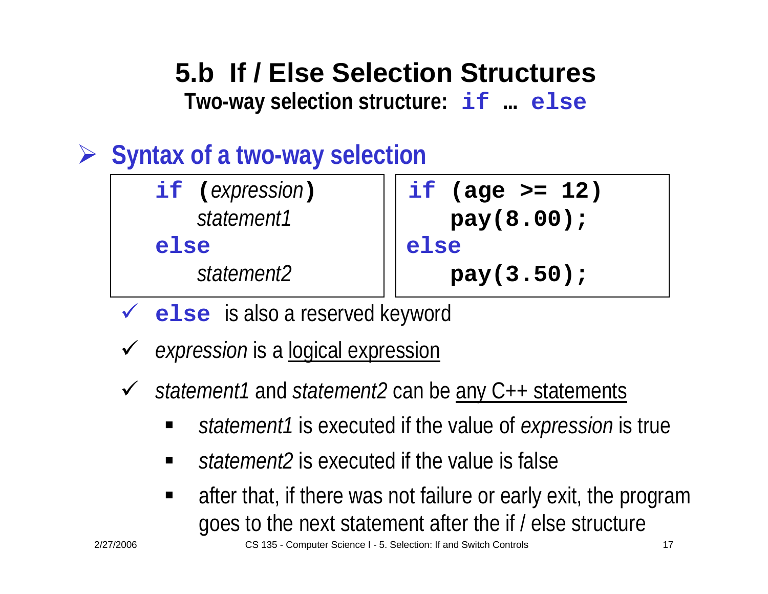# 5.b If / Else Selection Structures

**Two-way selection structure: `if` … `else`**

- **Syntax of a two-way selection**

```
if (expression)
    statement1
else
    statement2
```

```
if (age >= 12)
    pay(8.00);
else
    pay(3.50);
```

- ✓ **`else`** is also a reserved keyword
- ✓ *expression* is a logical expression
- ✓ *statement1* and *statement2* can be any C++ statements
  - *statement1* is executed if the value of *expression* is true
  - *statement2* is executed if the value is false
  - after that, if there was not failure or early exit, the program goes to the next statement after the if / else structure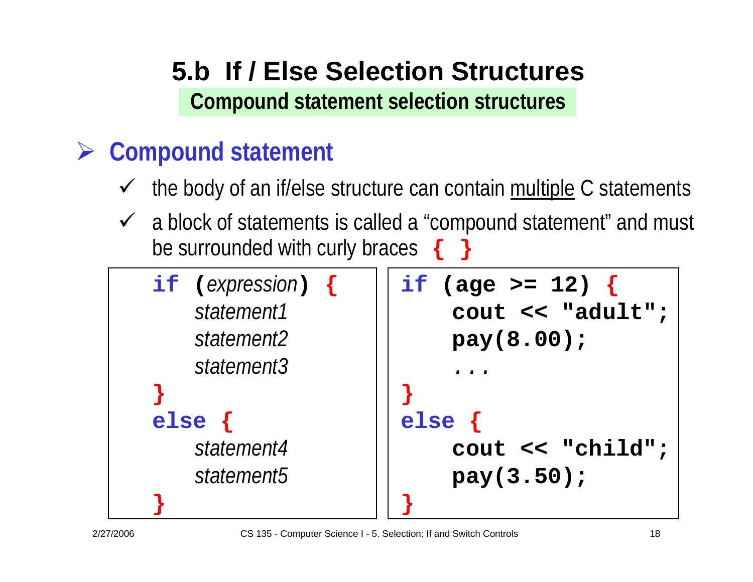# 5.b If / Else Selection Structures

## Compound statement selection structures

- **Compound statement**
  - ✓ the body of an if/else structure can contain <u>multiple</u> C statements
  - ✓ a block of statements is called a “compound statement” and must be surrounded with curly braces **{ }**

```
if (expression) {
    statement1
    statement2
    statement3
}
else {
    statement4
    statement5
}
```

```
if (age >= 12) {
    cout << "adult";
    pay(8.00);
    ...
}
else {
    cout << "child";
    pay(3.50);
}
```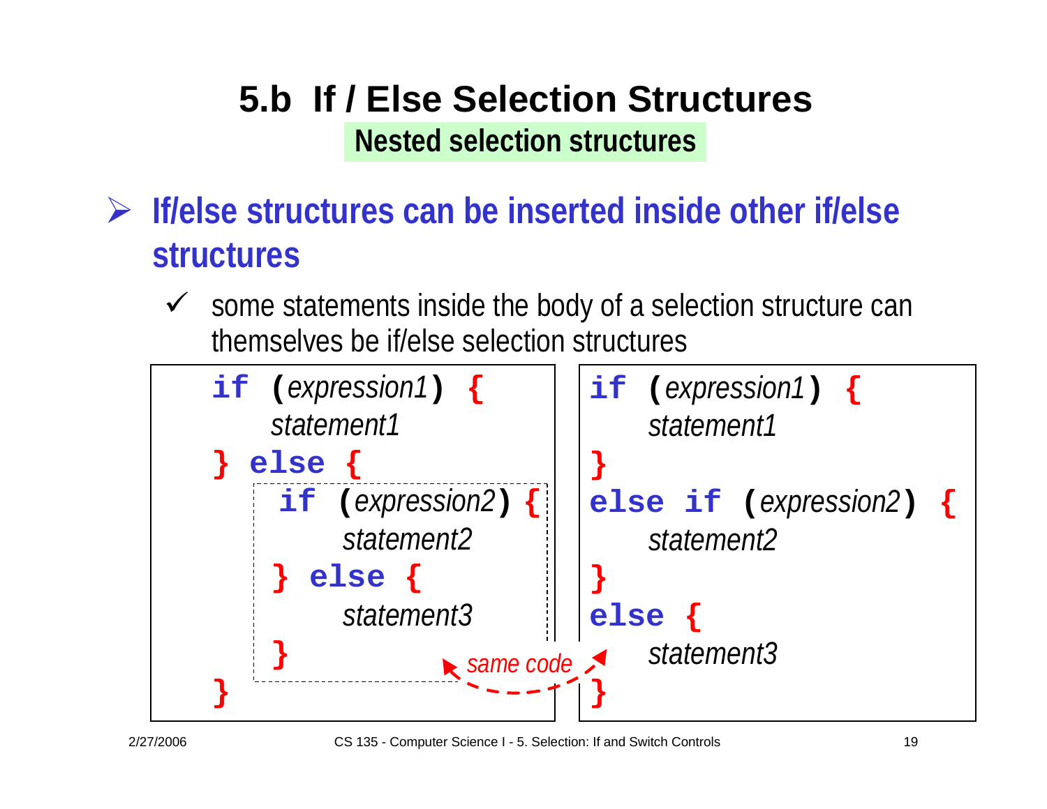# 5.b If / Else Selection Structures

## Nested selection structures

- **If/else structures can be inserted inside other if/else structures**
  - ✓ some statements inside the body of a selection structure can themselves be if/else selection structures

```
if (expression1) {
    statement1
} else {
    if (expression2) {
        statement2
    } else {
        statement3
    }
}
```

*same code*

```
if (expression1) {
    statement1
}
else if (expression2) {
    statement2
}
else {
    statement3
}
```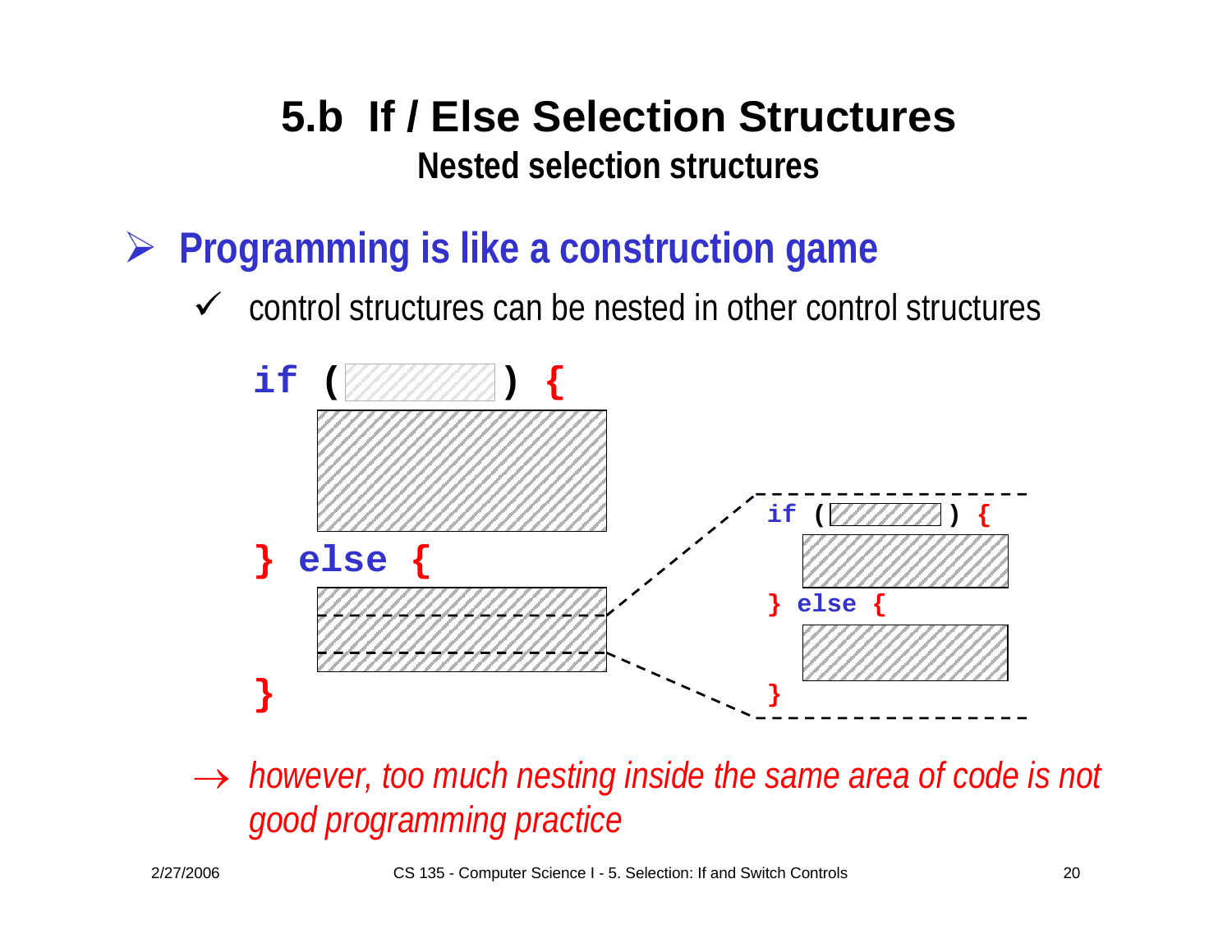# 5.b If / Else Selection Structures

## Nested selection structures

- **Programming is like a construction game**
  - control structures can be nested in other control structures

```
if (          ) {

} else {

}
```

```
if (          ) {

} else {

}
```

→ *however, too much nesting inside the same area of code is not good programming practice*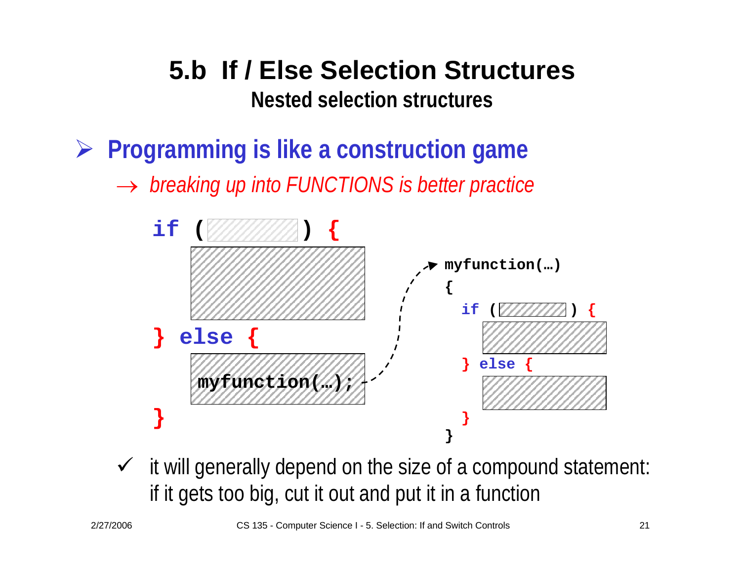# 5.b If / Else Selection Structures

## Nested selection structures

- **Programming is like a construction game**
  - → *breaking up into FUNCTIONS is better practice*

```
if (          ) {

} else {
    myfunction(…);
}
```

```
myfunction(…)
{
    if (          ) {

    } else {

    }
}
```

- ✓ it will generally depend on the size of a compound statement: if it gets too big, cut it out and put it in a function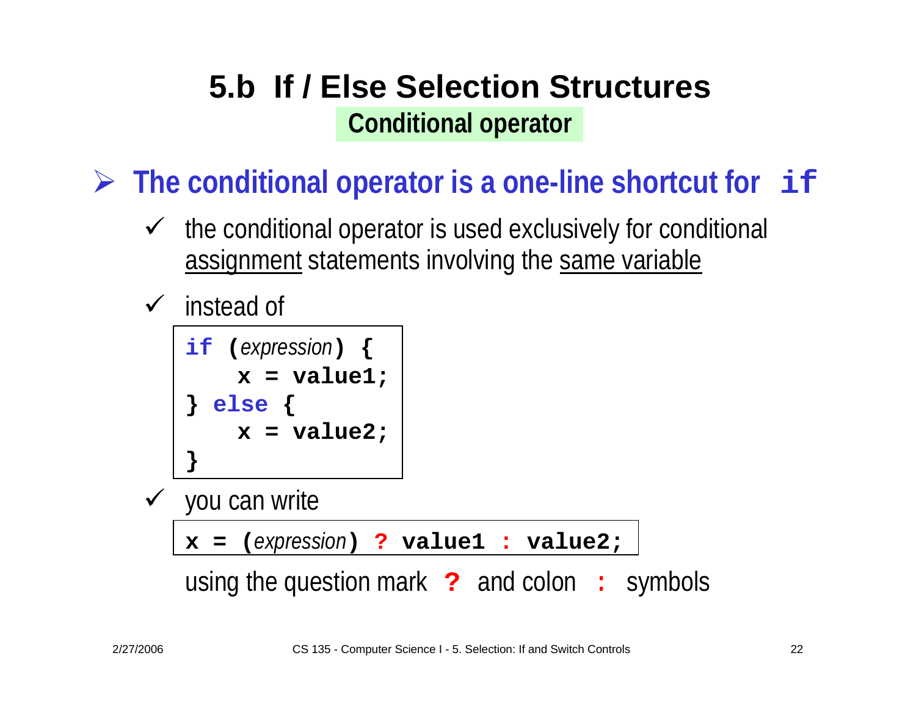# 5.b If / Else Selection Structures

## Conditional operator

- **The conditional operator is a one-line shortcut for `if`**
  - ✓ the conditional operator is used exclusively for conditional assignment statements involving the same variable
  - ✓ instead of

```
if (expression) {
    x = value1;
} else {
    x = value2;
}
```

  - ✓ you can write

```
x = (expression) ? value1 : value2;
```

    using the question mark **?** and colon **:** symbols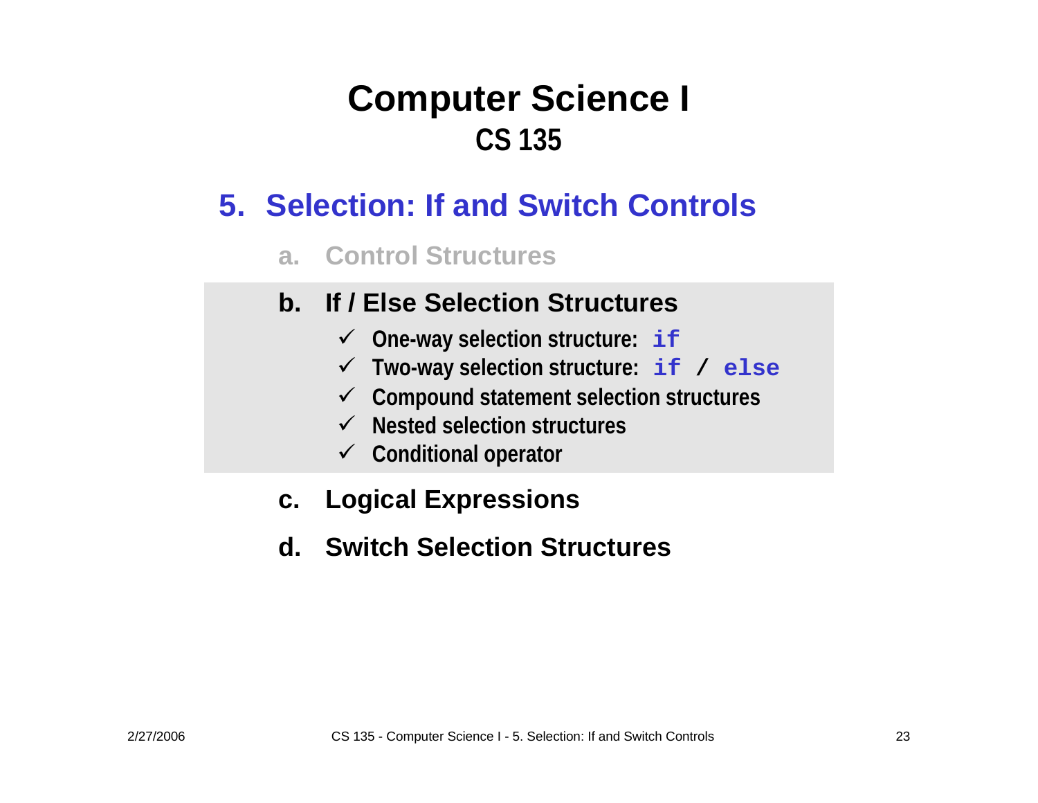# Computer Science I

## CS 135

## 5. Selection: If and Switch Controls

a. Control Structures

**b. If / Else Selection Structures**

- ✓ One-way selection structure: `if`
- ✓ Two-way selection structure: `if / else`
- ✓ Compound statement selection structures
- ✓ Nested selection structures
- ✓ Conditional operator

**c. Logical Expressions**

**d. Switch Selection Structures**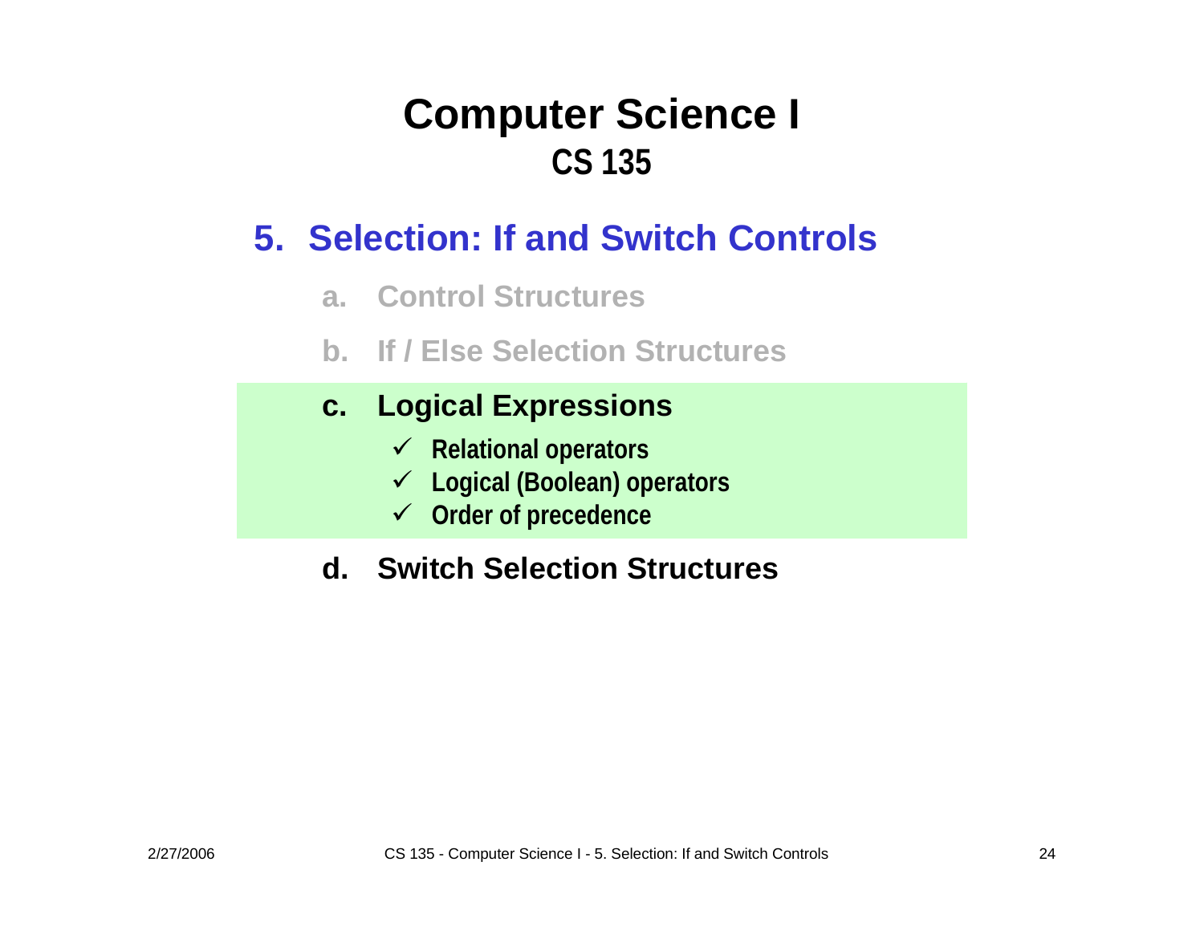# Computer Science I

## CS 135

## 5. Selection: If and Switch Controls

a. Control Structures

b. If / Else Selection Structures

c. **Logical Expressions**
   - ✓ Relational operators
   - ✓ Logical (Boolean) operators
   - ✓ Order of precedence

d. **Switch Selection Structures**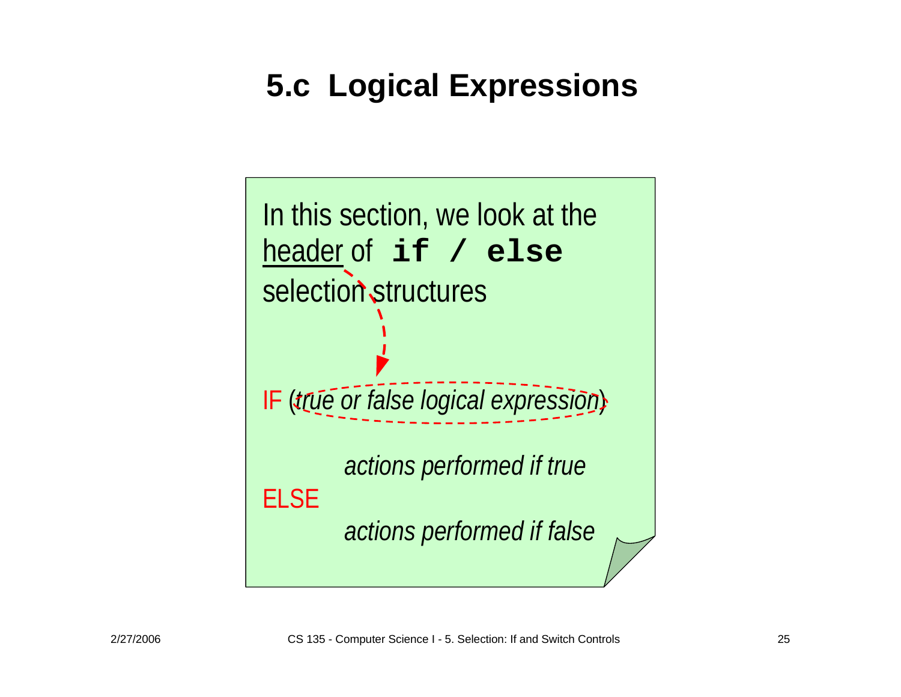# 5.c Logical Expressions

In this section, we look at the <u>header</u> of **`if / else`** selection structures

IF (*true or false logical expression*)

*actions performed if true*

ELSE

*actions performed if false*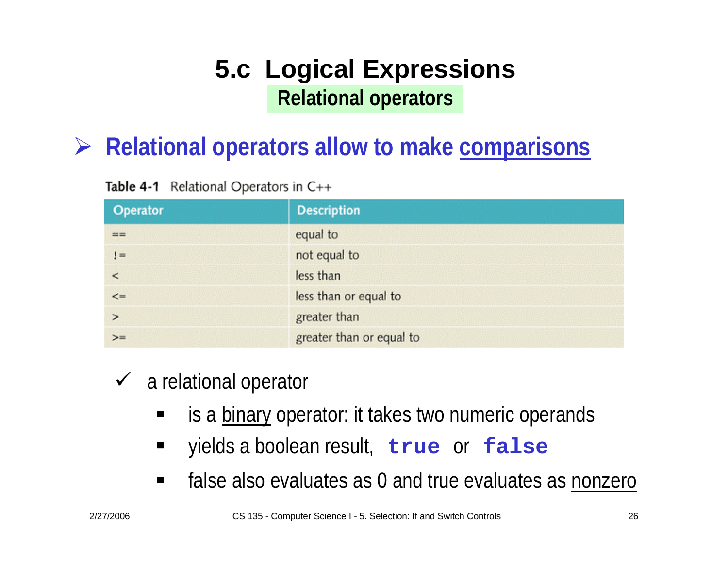# 5.c Logical Expressions

## Relational operators

- **Relational operators allow to make comparisons**

**Table 4-1** Relational Operators in C++

| Operator | Description |
|---|---|
| == | equal to |
| != | not equal to |
| < | less than |
| <= | less than or equal to |
| > | greater than |
| >= | greater than or equal to |

- ✓ a relational operator
  - is a binary operator: it takes two numeric operands
  - yields a boolean result, **`true`** or **`false`**
  - false also evaluates as 0 and true evaluates as nonzero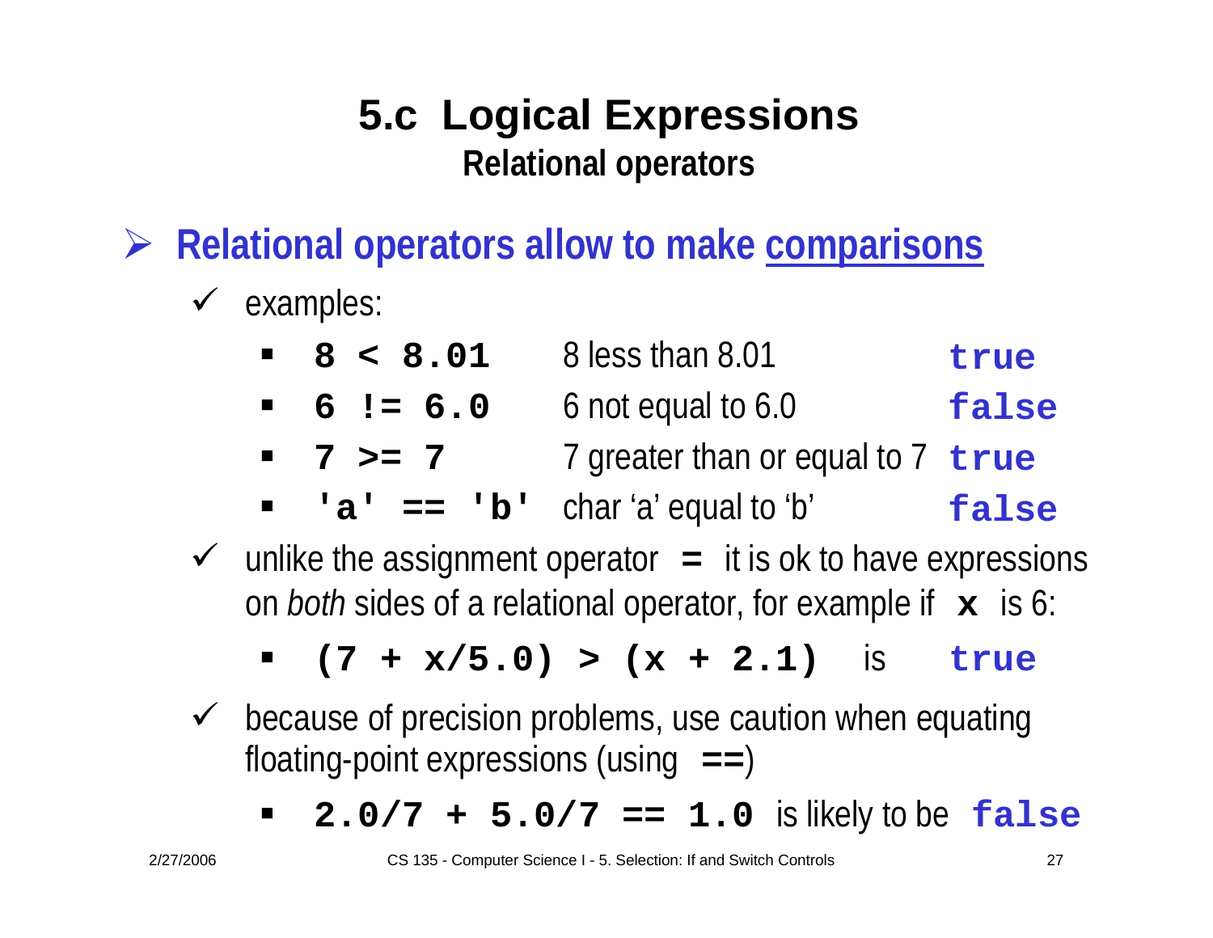# 5.c Logical Expressions

## Relational operators

- **Relational operators allow to make comparisons**
  - examples:
    - **`8 < 8.01`** 8 less than 8.01 **`true`**
    - **`6 != 6.0`** 6 not equal to 6.0 **`false`**
    - **`7 >= 7`** 7 greater than or equal to 7 **`true`**
    - **`'a' == 'b'`** char ‘a’ equal to ‘b’ **`false`**
  - unlike the assignment operator **`=`** it is ok to have expressions on *both* sides of a relational operator, for example if **`x`** is 6:
    - **`(7 + x/5.0) > (x + 2.1)`** is **`true`**
  - because of precision problems, use caution when equating floating-point expressions (using **`==`**)
    - **`2.0/7 + 5.0/7 == 1.0`** is likely to be **`false`**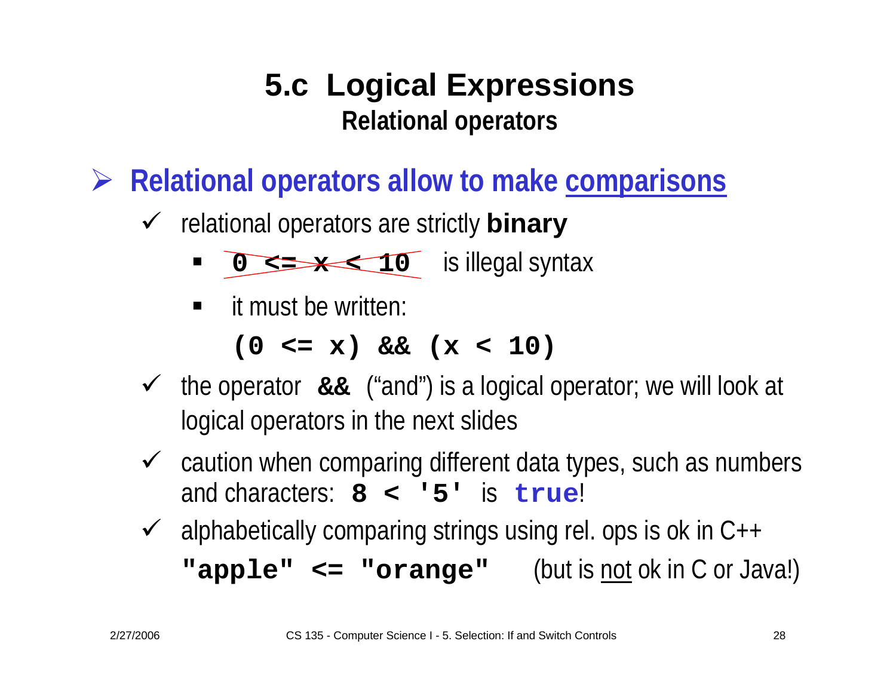# 5.c Logical Expressions

## Relational operators

- **Relational operators allow to make comparisons**
  - relational operators are strictly **binary**
    - ~~`0 <= x < 10`~~ is illegal syntax
    - it must be written:

      **`(0 <= x) && (x < 10)`**
  - the operator **`&&`** ("and") is a logical operator; we will look at logical operators in the next slides
  - caution when comparing different data types, such as numbers and characters: **`8 < '5'`** is **`true`**!
  - alphabetically comparing strings using rel. ops is ok in C++

    **`"apple" <= "orange"`** (but is not ok in C or Java!)

2/27/2006 CS 135 - Computer Science I - 5. Selection: If and Switch Controls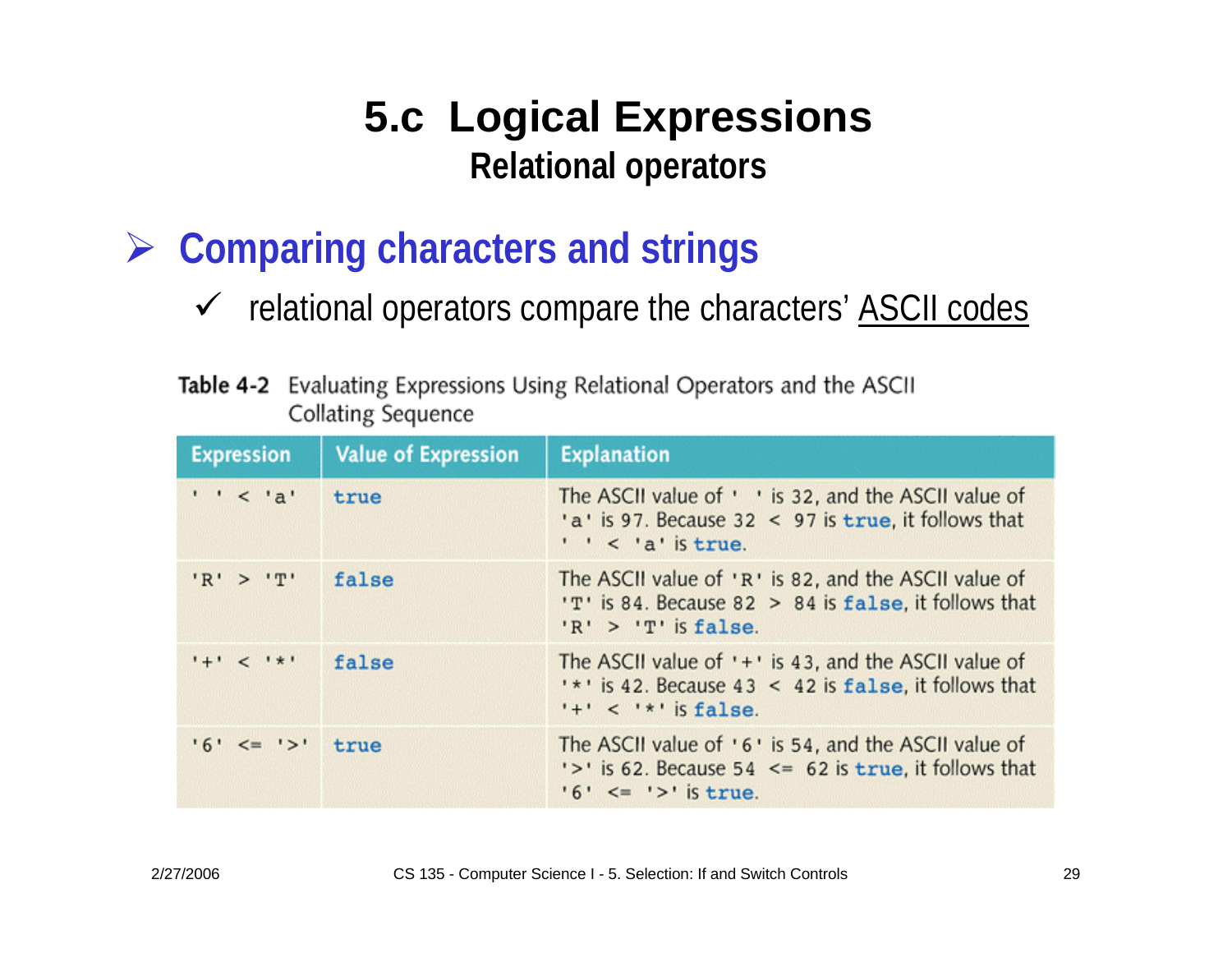# 5.c Logical Expressions

## Relational operators

- **Comparing characters and strings**
  - ✓ relational operators compare the characters' <u>ASCII codes</u>

**Table 4-2** Evaluating Expressions Using Relational Operators and the ASCII Collating Sequence

| Expression | Value of Expression | Explanation |
|---|---|---|
| `' ' < 'a'` | `true` | The ASCII value of `' '` is 32, and the ASCII value of `'a'` is 97. Because `32 < 97` is `true`, it follows that `' ' < 'a'` is `true`. |
| `'R' > 'T'` | `false` | The ASCII value of `'R'` is 82, and the ASCII value of `'T'` is 84. Because `82 > 84` is `false`, it follows that `'R' > 'T'` is `false`. |
| `'+' < '*'` | `false` | The ASCII value of `'+'` is 43, and the ASCII value of `'*'` is 42. Because `43 < 42` is `false`, it follows that `'+' < '*'` is `false`. |
| `'6' <= '>'` | `true` | The ASCII value of `'6'` is 54, and the ASCII value of `'>'` is 62. Because `54 <= 62` is `true`, it follows that `'6' <= '>'` is `true`. |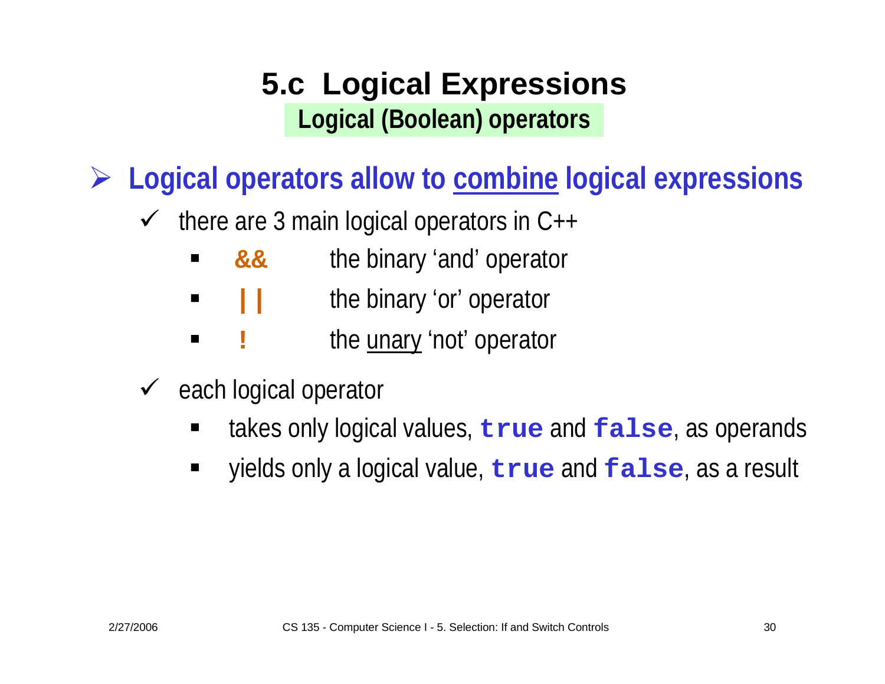# 5.c Logical Expressions

## Logical (Boolean) operators

- **Logical operators allow to combine logical expressions**
  - there are 3 main logical operators in C++
    - **&&** the binary 'and' operator
    - **||** the binary 'or' operator
    - **!** the unary 'not' operator
  - each logical operator
    - takes only logical values, **`true`** and **`false`**, as operands
    - yields only a logical value, **`true`** and **`false`**, as a result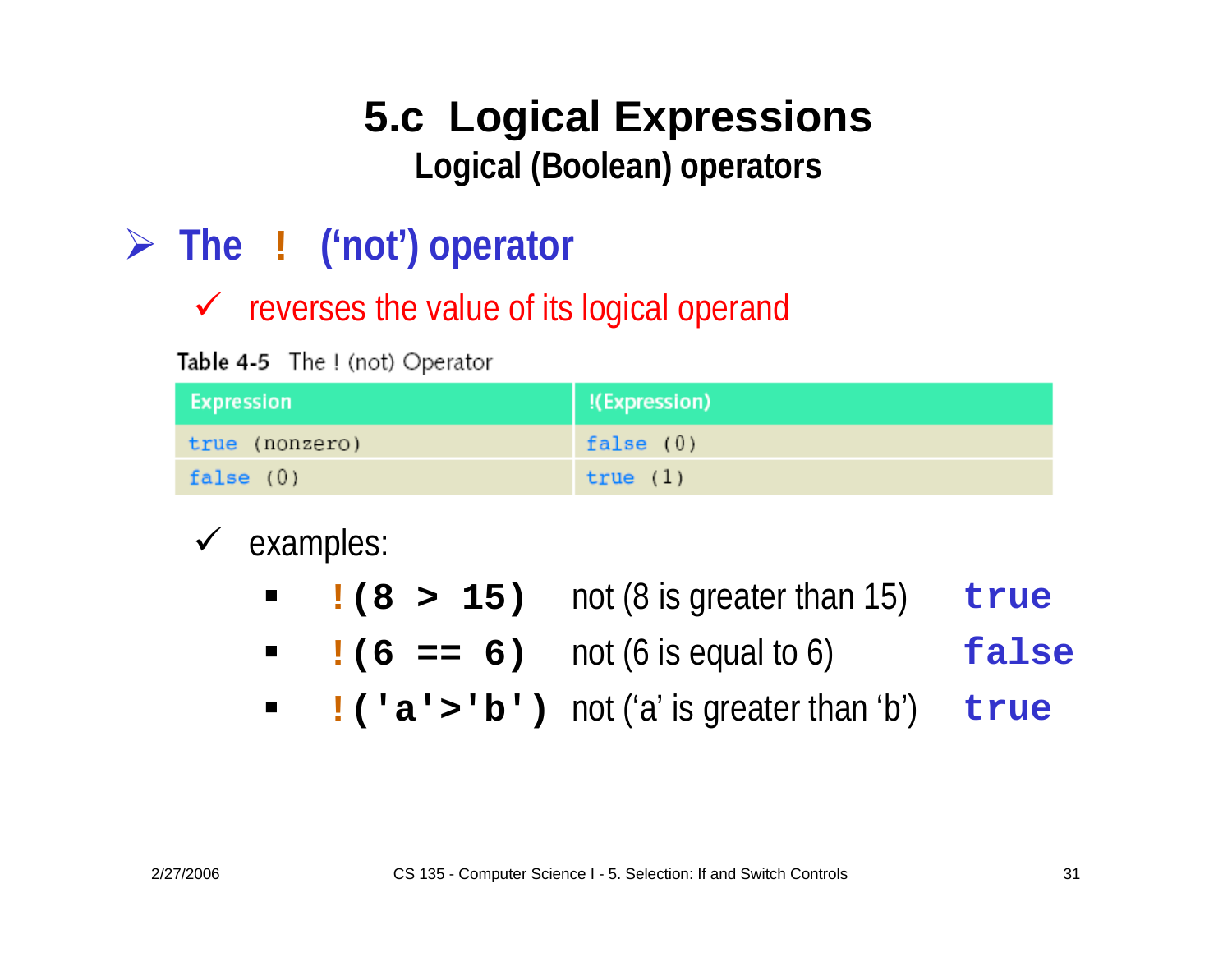# 5.c Logical Expressions

## Logical (Boolean) operators

- **The ! ('not') operator**
  - reverses the value of its logical operand

Table 4-5 The ! (not) Operator

| Expression | !(Expression) |
|---|---|
| `true` (nonzero) | `false` (0) |
| `false` (0) | `true` (1) |

- examples:
  - `!(8 > 15)` not (8 is greater than 15) **`true`**
  - `!(6 == 6)` not (6 is equal to 6) **`false`**
  - `!('a'>'b')` not ('a' is greater than 'b') **`true`**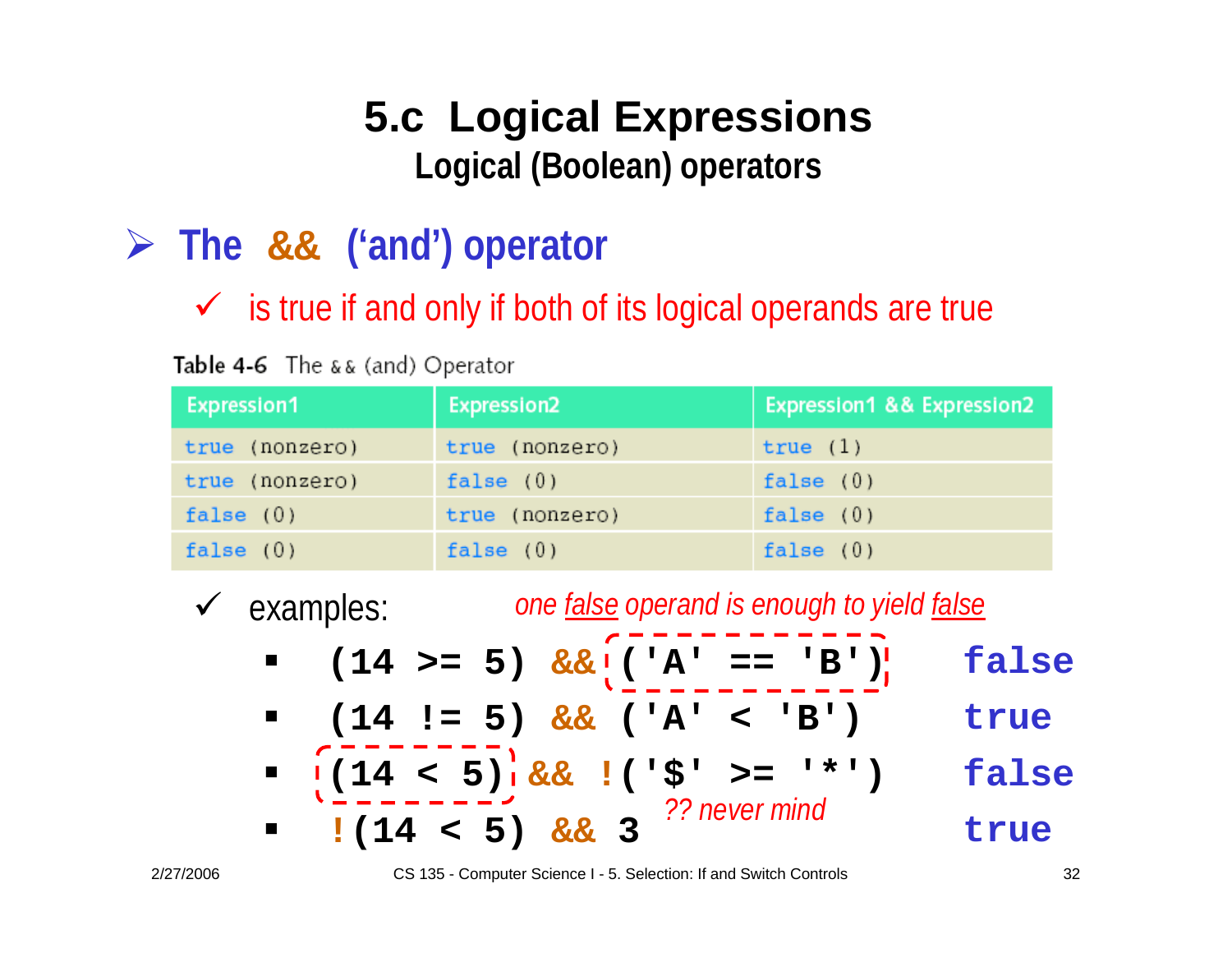# 5.c Logical Expressions

## Logical (Boolean) operators

- The **&&** ('and') operator
  - ✓ is true if and only if both of its logical operands are true

Table 4-6 The && (and) Operator

| Expression1 | Expression2 | Expression1 && Expression2 |
|---|---|---|
| true (nonzero) | true (nonzero) | true (1) |
| true (nonzero) | false (0) | false (0) |
| false (0) | true (nonzero) | false (0) |
| false (0) | false (0) | false (0) |

- ✓ examples: *one false operand is enough to yield false*

```
(14 >= 5) && ('A' == 'B')      false
(14 != 5) && ('A' < 'B')       true
(14 < 5) && !('$' >= '*')      false
!(14 < 5) && 3                 true
```

*?? never mind*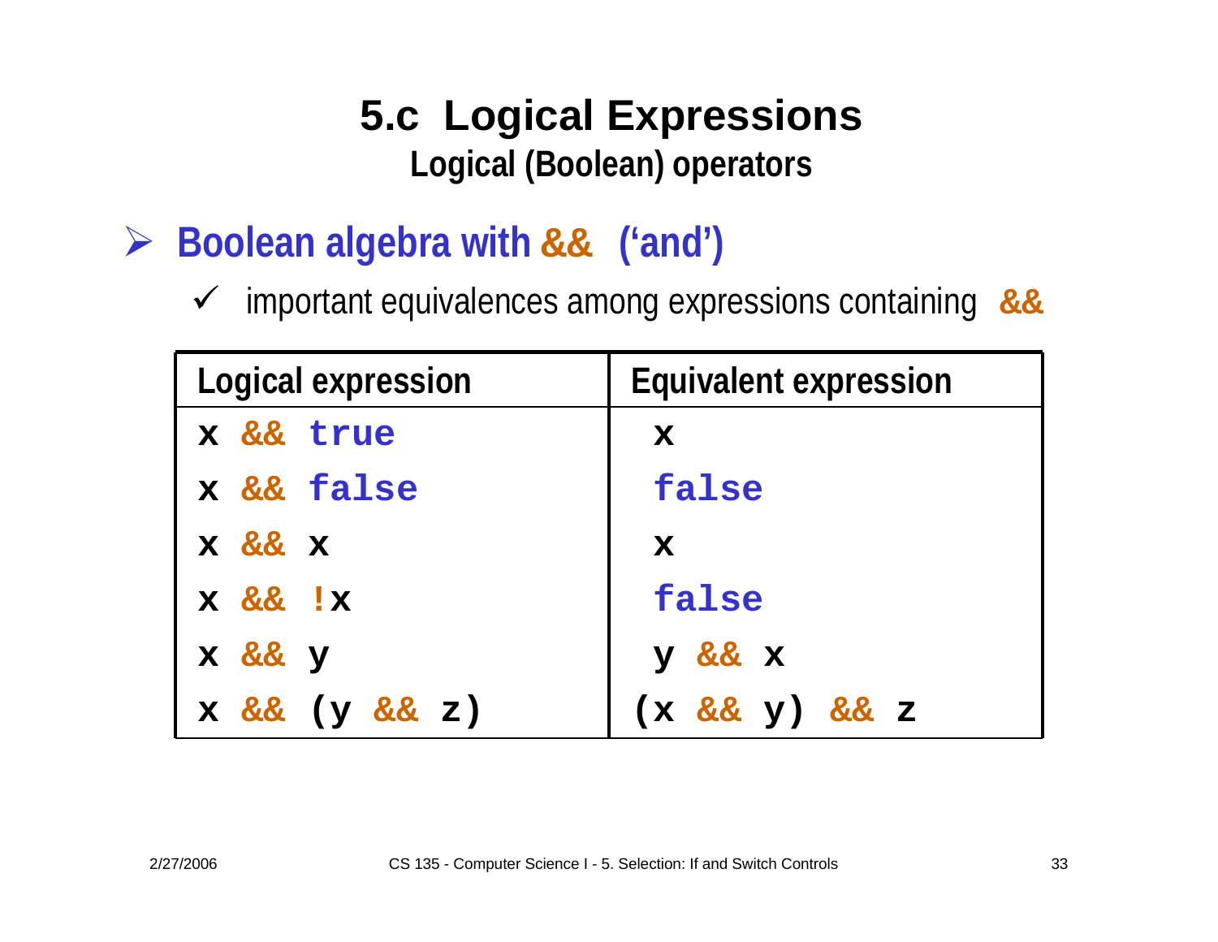# 5.c Logical Expressions

## Logical (Boolean) operators

- **Boolean algebra with && ('and')**
  - ✓ important equivalences among expressions containing **&&**

| Logical expression | Equivalent expression |
| --- | --- |
| `x && true` | `x` |
| `x && false` | `false` |
| `x && x` | `x` |
| `x && !x` | `false` |
| `x && y` | `y && x` |
| `x && (y && z)` | `(x && y) && z` |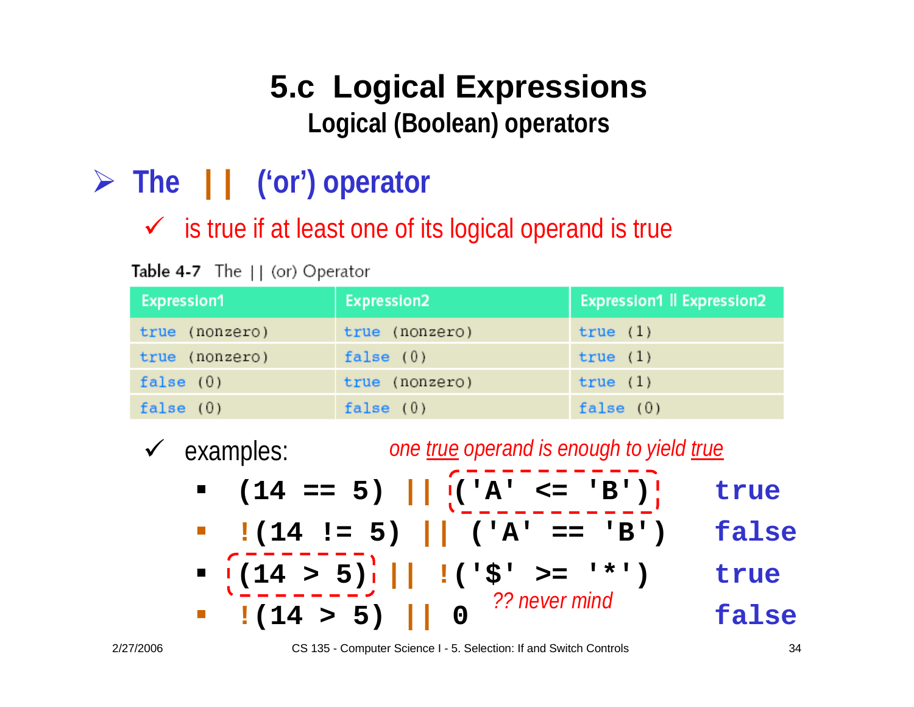# 5.c Logical Expressions

## Logical (Boolean) operators

- **The || ('or') operator**
  - ✓ is true if at least one of its logical operand is true

**Table 4-7** The || (or) Operator

| Expression1 | Expression2 | Expression1 \|\| Expression2 |
|---|---|---|
| true (nonzero) | true (nonzero) | true (1) |
| true (nonzero) | false (0) | true (1) |
| false (0) | true (nonzero) | true (1) |
| false (0) | false (0) | false (0) |

- ✓ examples: *one true operand is enough to yield true*

```
(14 == 5) || ('A' <= 'B')       true
!(14 != 5) || ('A' == 'B')      false
(14 > 5) || !('$' >= '*')       true
!(14 > 5) || 0                  false
```

*?? never mind*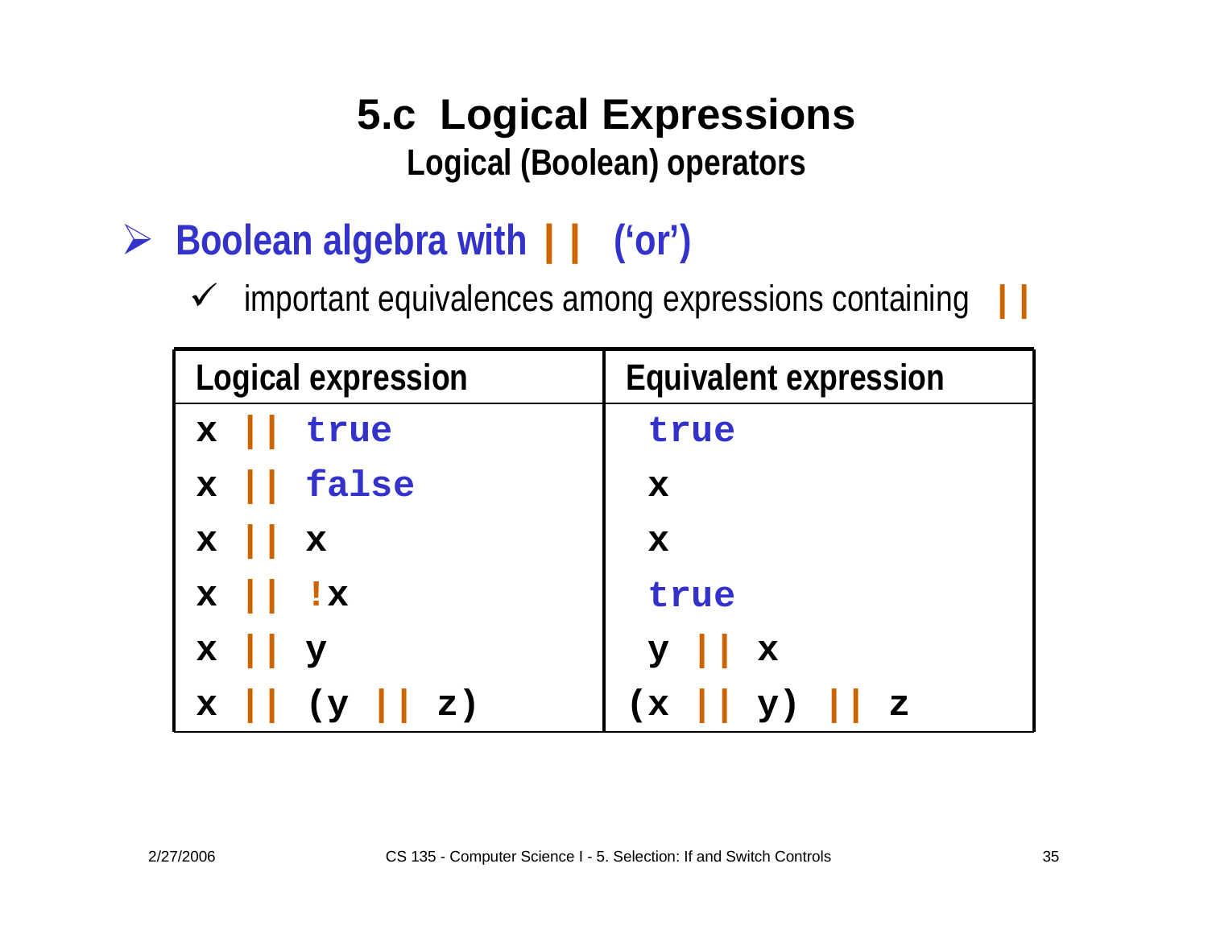# 5.c Logical Expressions

## Logical (Boolean) operators

- **Boolean algebra with || ('or')**
  - ✓ important equivalences among expressions containing ||

| Logical expression | Equivalent expression |
|---|---|
| `x \|\| true` | `true` |
| `x \|\| false` | `x` |
| `x \|\| x` | `x` |
| `x \|\| !x` | `true` |
| `x \|\| y` | `y \|\| x` |
| `x \|\| (y \|\| z)` | `(x \|\| y) \|\| z` |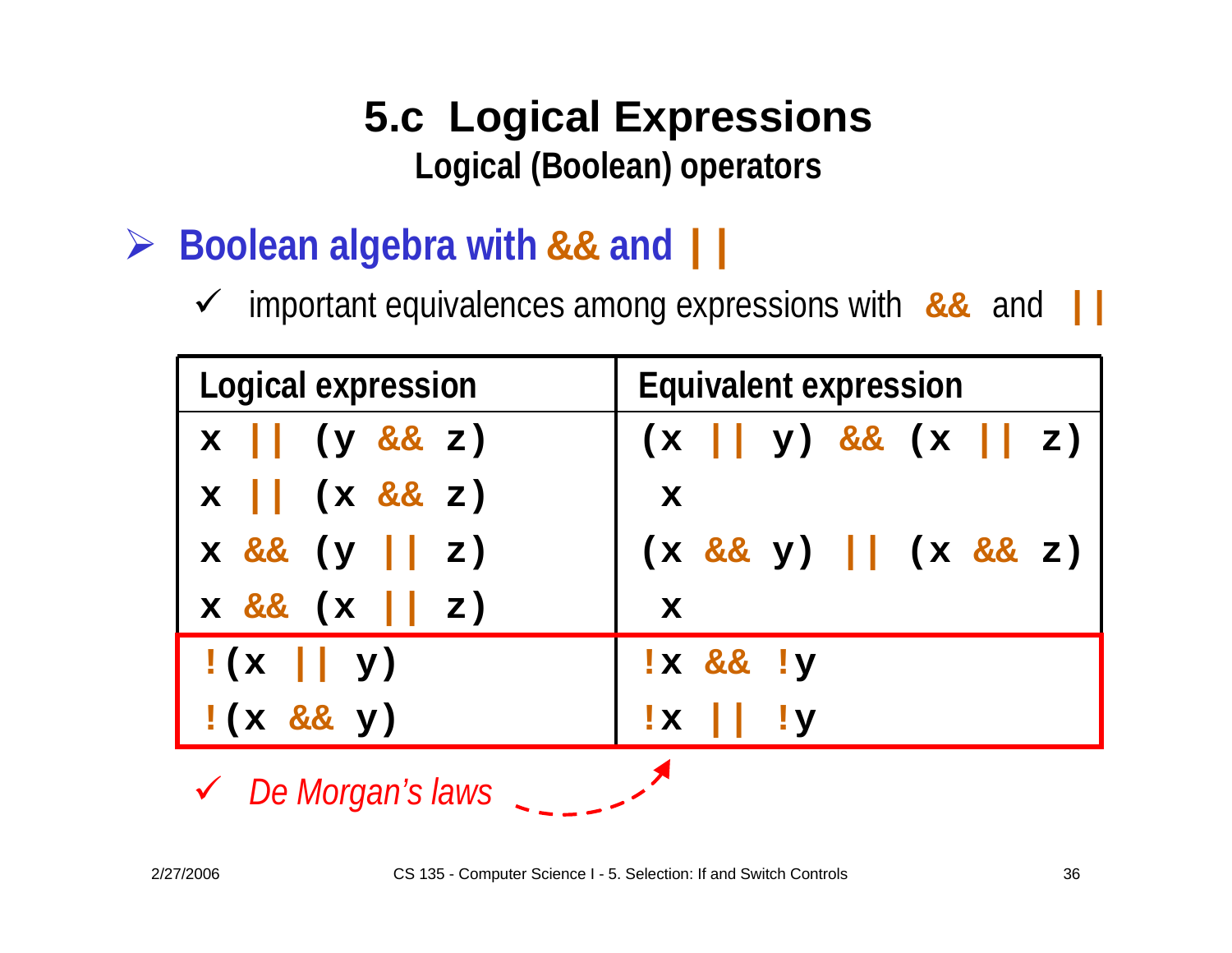# 5.c Logical Expressions

## Logical (Boolean) operators

- **Boolean algebra with && and ||**
  - ✓ important equivalences among expressions with && and ||

| Logical expression | Equivalent expression |
|---|---|
| `x \|\| (y && z)` | `(x \|\| y) && (x \|\| z)` |
| `x \|\| (x && z)` | `x` |
| `x && (y \|\| z)` | `(x && y) \|\| (x && z)` |
| `x && (x \|\| z)` | `x` |
| `!(x \|\| y)` | `!x && !y` |
| `!(x && y)` | `!x \|\| !y` |

- ✓ *De Morgan's laws*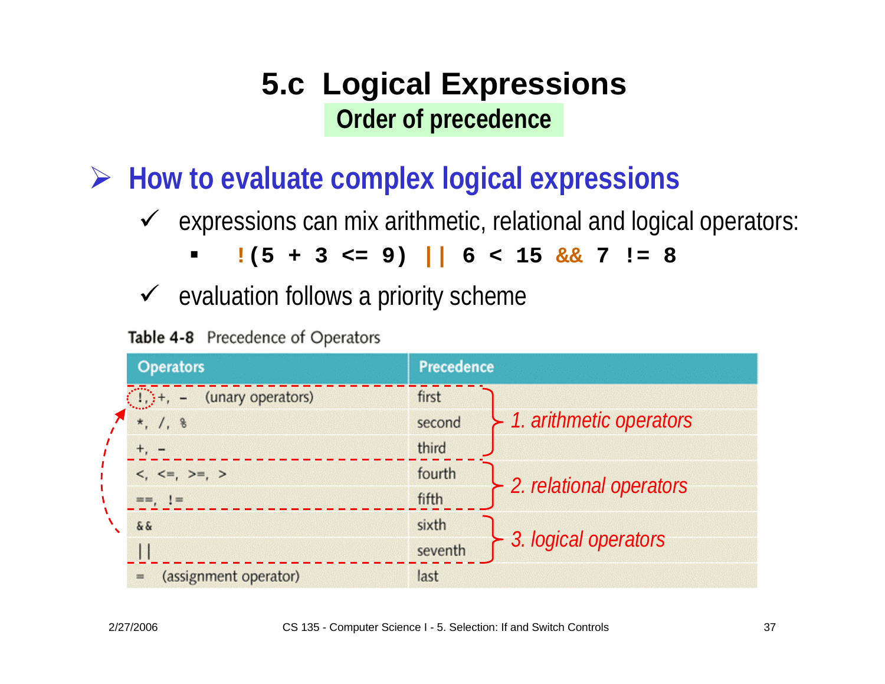# 5.c Logical Expressions

## Order of precedence

- **How to evaluate complex logical expressions**
  - expressions can mix arithmetic, relational and logical operators:
    - `!(5 + 3 <= 9) || 6 < 15 && 7 != 8`
  - evaluation follows a priority scheme

**Table 4-8** Precedence of Operators

| Operators | Precedence | |
|---|---|---|
| !, +, - (unary operators) | first | 1. arithmetic operators |
| *, /, % | second | |
| +, - | third | |
| <, <=, >=, > | fourth | 2. relational operators |
| ==, != | fifth | |
| && | sixth | 3. logical operators |
| \|\| | seventh | |
| = (assignment operator) | last | |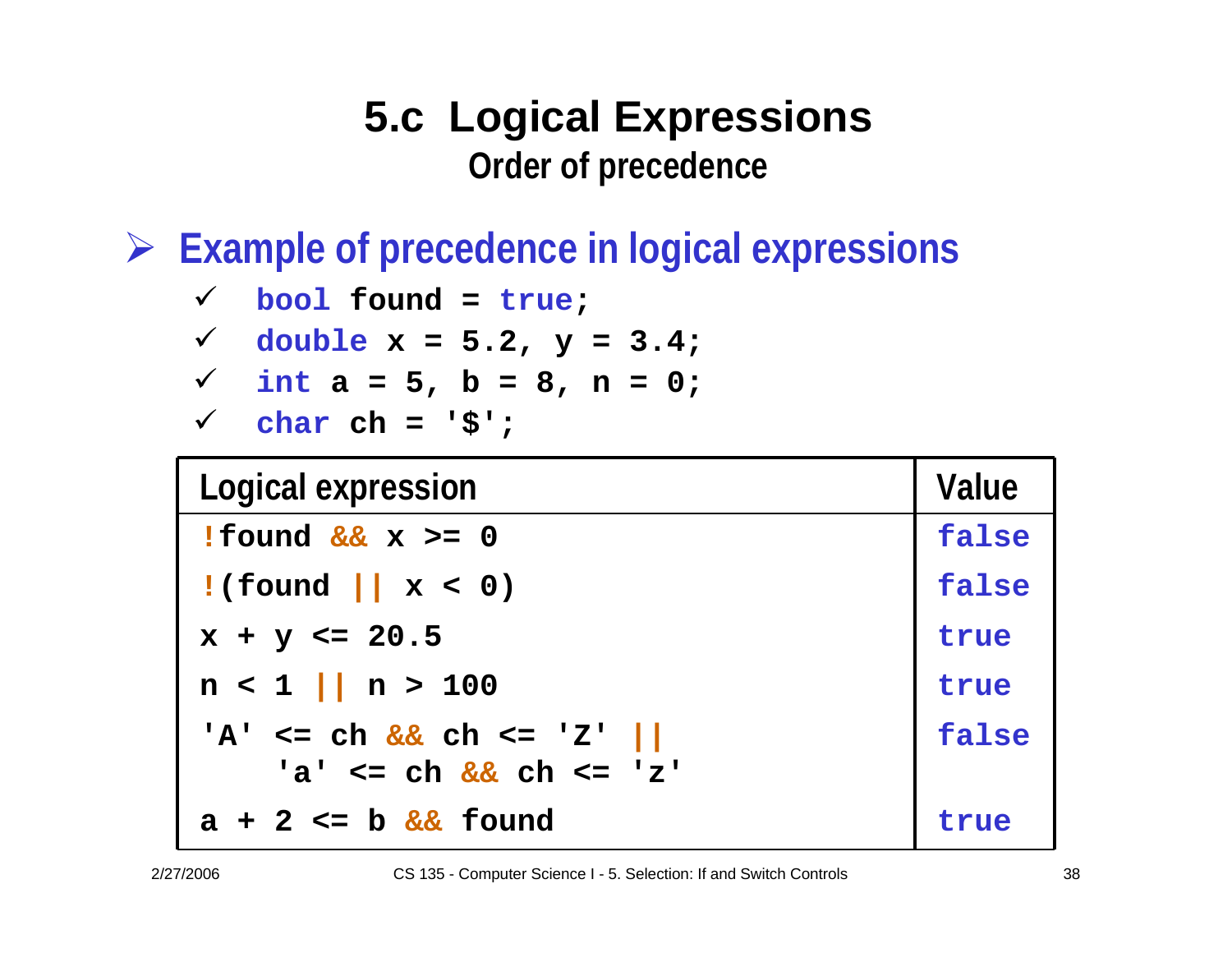# 5.c Logical Expressions

## Order of precedence

- **Example of precedence in logical expressions**
  - ✓ `bool found = true;`
  - ✓ `double x = 5.2, y = 3.4;`
  - ✓ `int a = 5, b = 8, n = 0;`
  - ✓ `char ch = '$';`

| Logical expression | Value |
| --- | --- |
| `!found && x >= 0` | `false` |
| `!(found \|\| x < 0)` | `false` |
| `x + y <= 20.5` | `true` |
| `n < 1 \|\| n > 100` | `true` |
| `'A' <= ch && ch <= 'Z' \|\| 'a' <= ch && ch <= 'z'` | `false` |
| `a + 2 <= b && found` | `true` |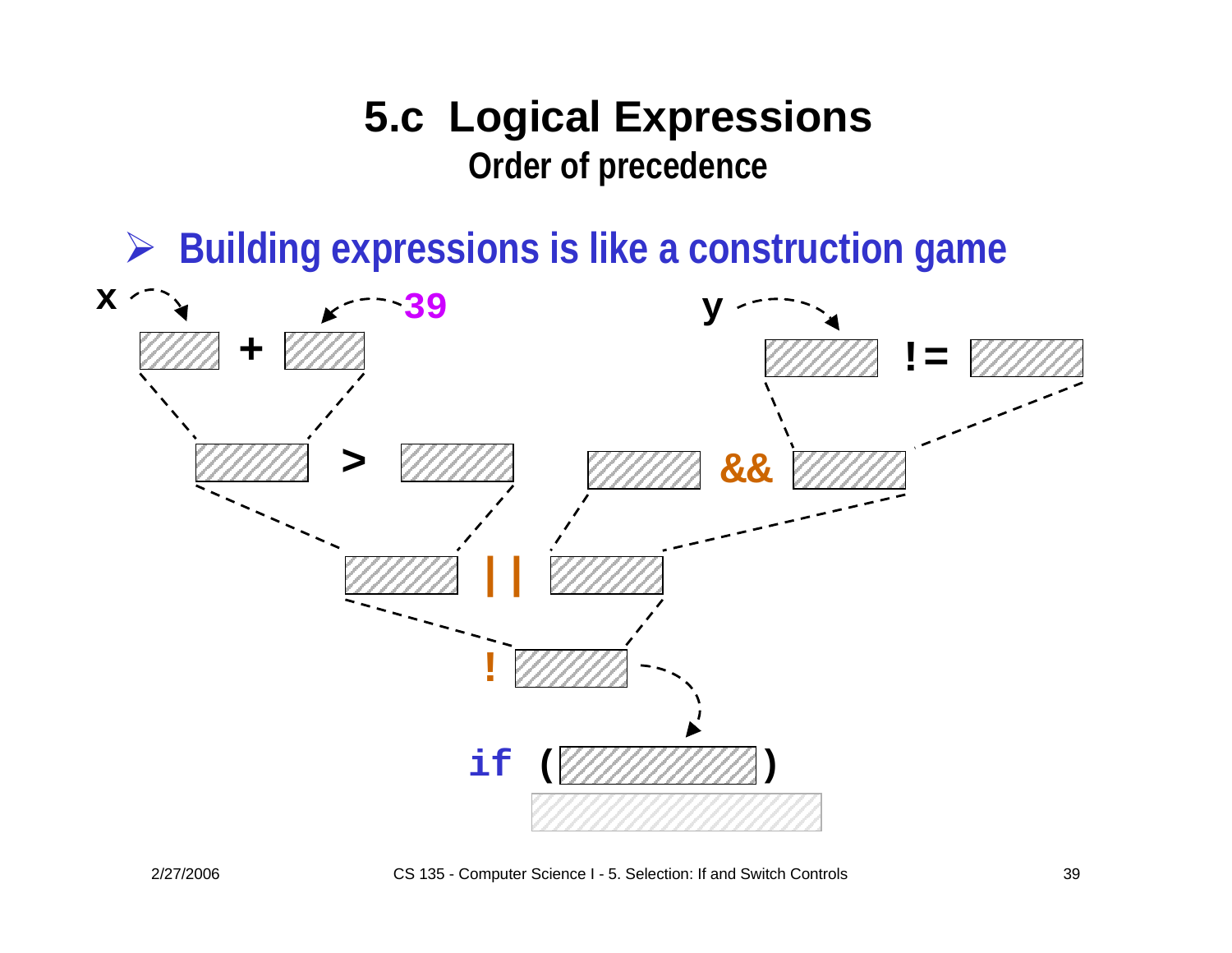# 5.c Logical Expressions

## Order of precedence

- **Building expressions is like a construction game**

x

39

y

+

!=

>

&&

||

!

if ( )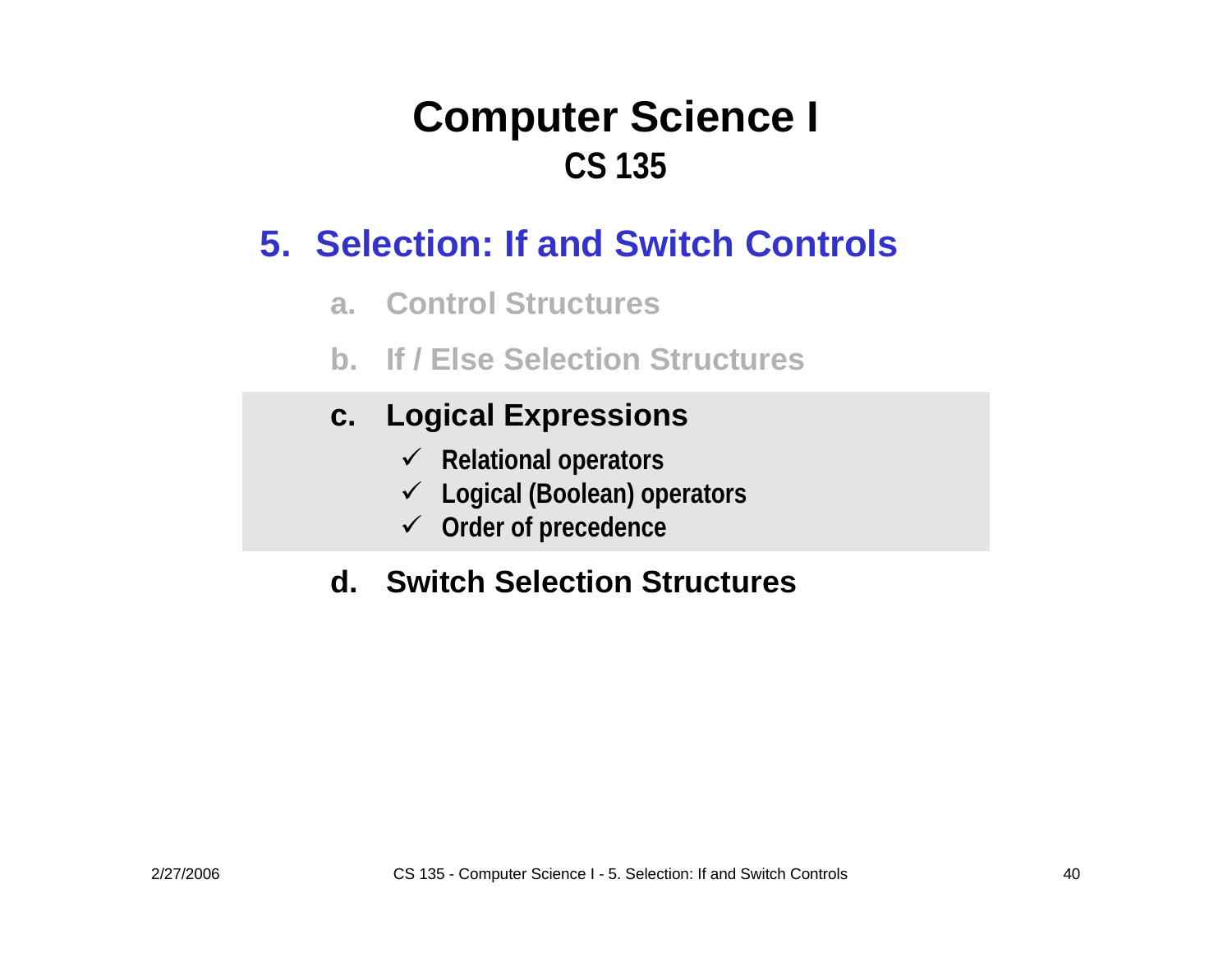# Computer Science I
## CS 135

## 5. Selection: If and Switch Controls

a. Control Structures

b. If / Else Selection Structures

c. **Logical Expressions**
   - ✓ **Relational operators**
   - ✓ **Logical (Boolean) operators**
   - ✓ **Order of precedence**

d. **Switch Selection Structures**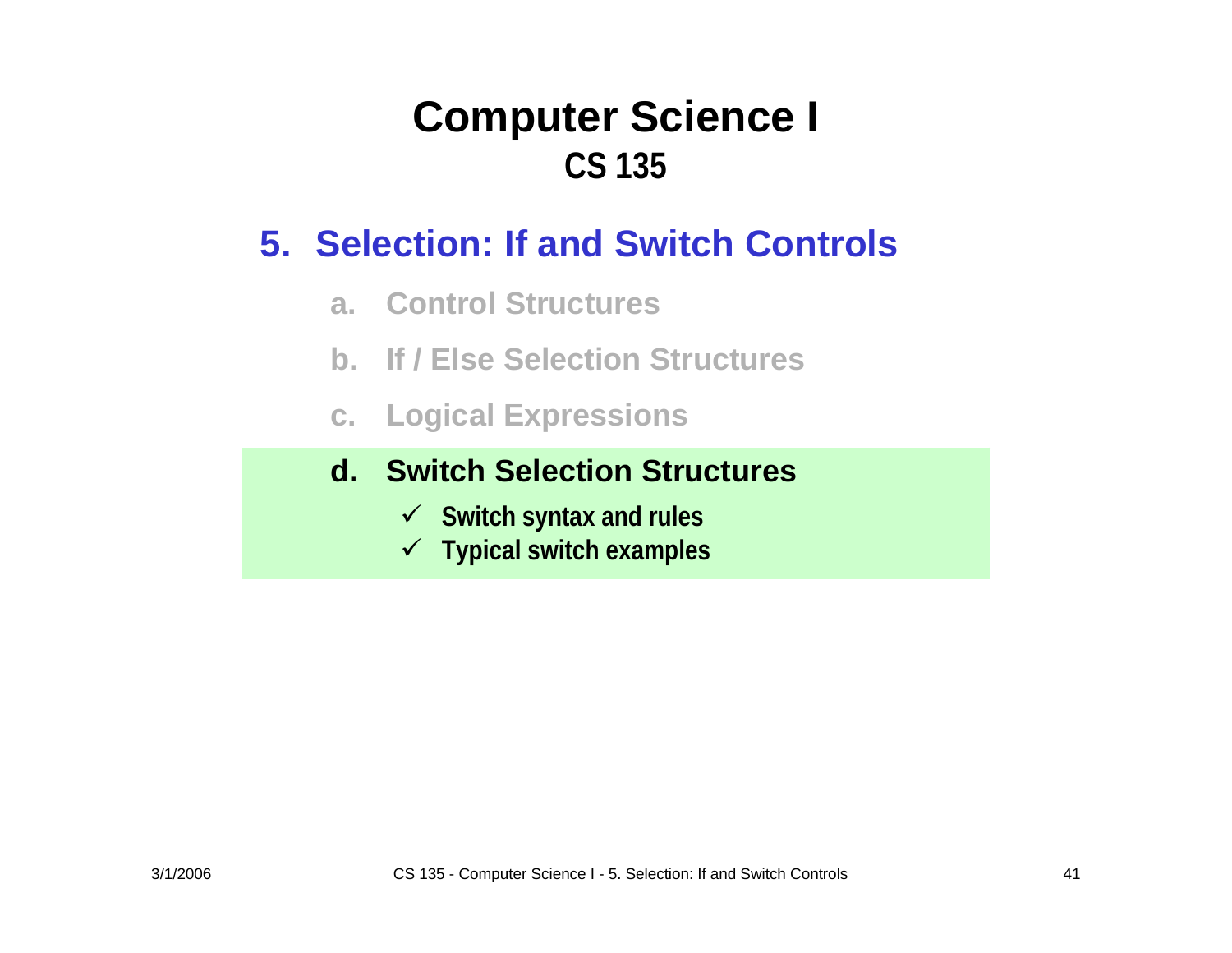# Computer Science I
## CS 135

## 5. Selection: If and Switch Controls

a. Control Structures

b. If / Else Selection Structures

c. Logical Expressions

d. **Switch Selection Structures**

- ✓ **Switch syntax and rules**
- ✓ **Typical switch examples**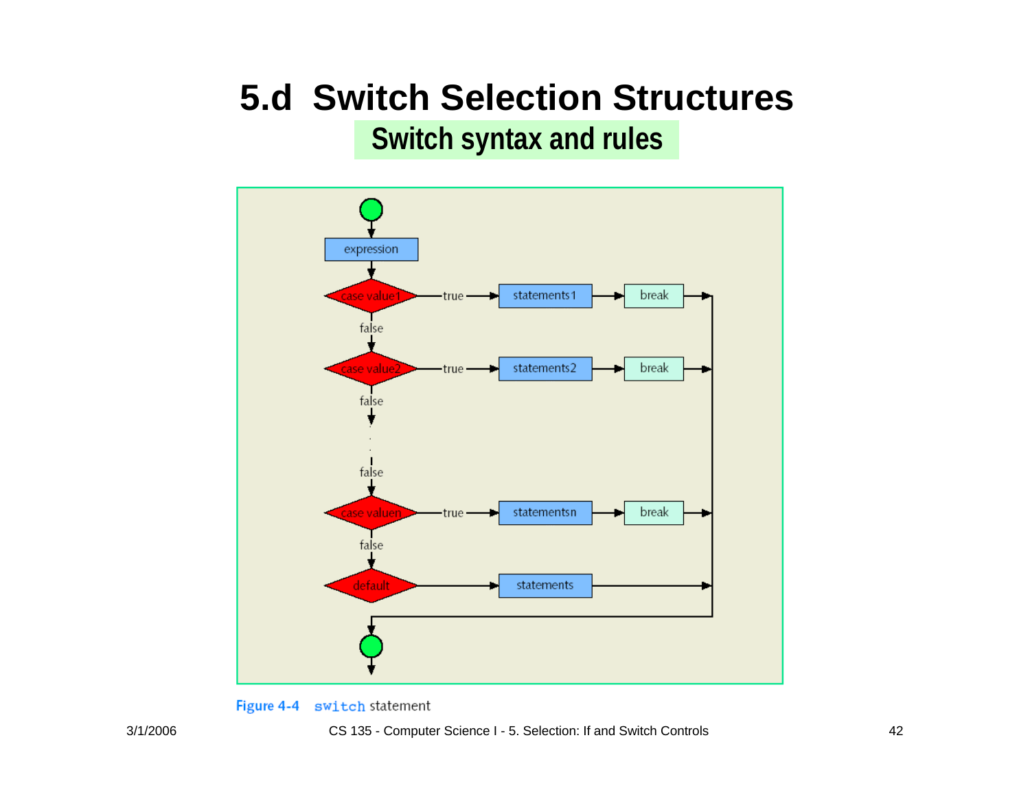# 5.d Switch Selection Structures

## Switch syntax and rules

expression

case value1 — true → statements1 → break

false

case value2 — true → statements2 → break

false

.
.

false

case valuen — true → statementsn → break

false

default → statements

Figure 4-4 switch statement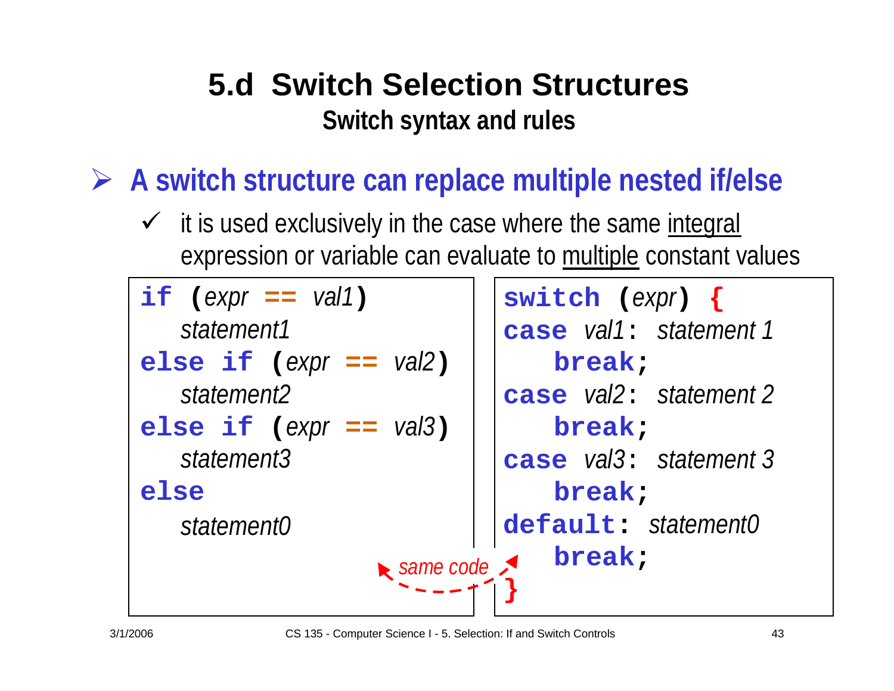# 5.d Switch Selection Structures

## Switch syntax and rules

- **A switch structure can replace multiple nested if/else**
  - ✓ it is used exclusively in the case where the same integral expression or variable can evaluate to multiple constant values

```
if (expr == val1)
   statement1
else if (expr == val2)
   statement2
else if (expr == val3)
   statement3
else
   statement0
```

same code

```
switch (expr) {
case val1: statement 1
   break;
case val2: statement 2
   break;
case val3: statement 3
   break;
default: statement0
   break;
}
```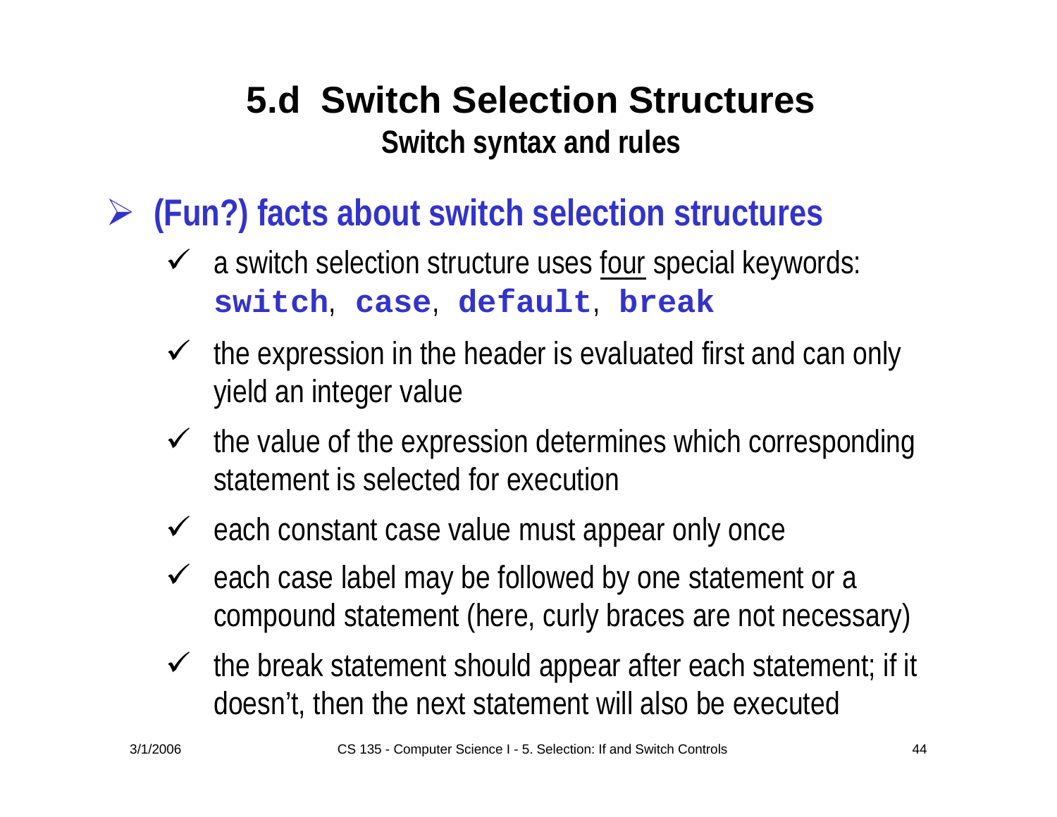# 5.d Switch Selection Structures

## Switch syntax and rules

- **(Fun?) facts about switch selection structures**
  - a switch selection structure uses four special keywords: **`switch`**, **`case`**, **`default`**, **`break`**
  - the expression in the header is evaluated first and can only yield an integer value
  - the value of the expression determines which corresponding statement is selected for execution
  - each constant case value must appear only once
  - each case label may be followed by one statement or a compound statement (here, curly braces are not necessary)
  - the break statement should appear after each statement; if it doesn't, then the next statement will also be executed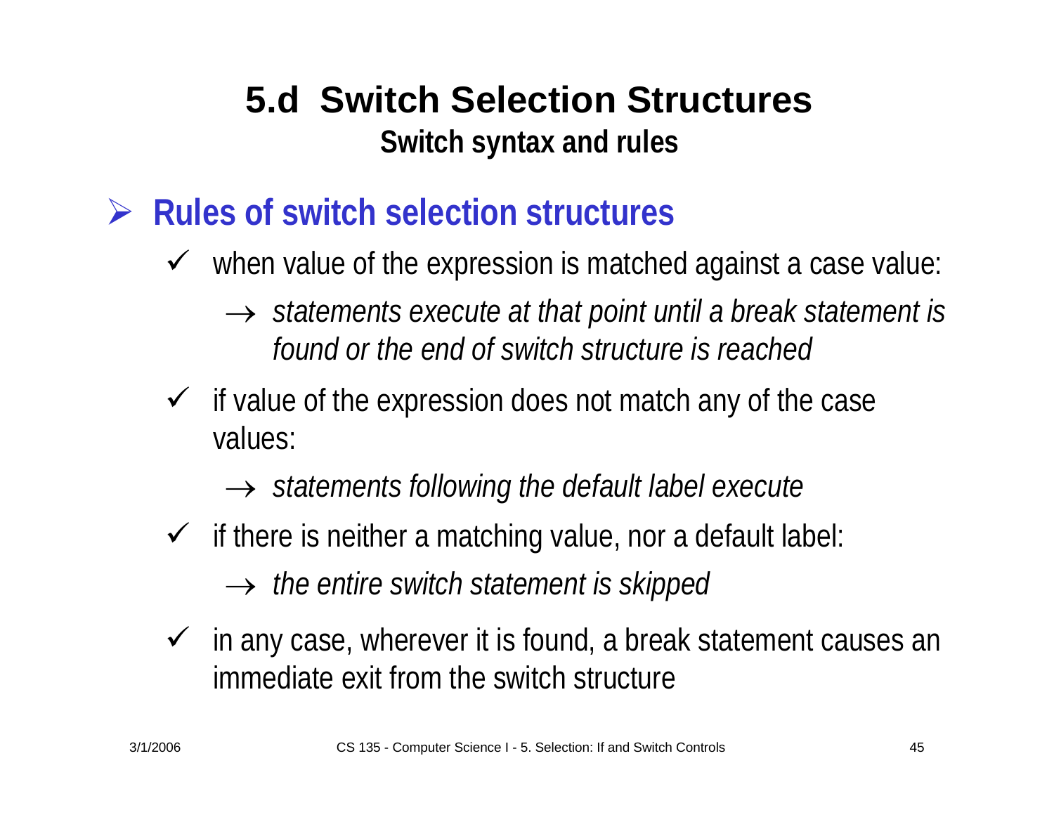# 5.d Switch Selection Structures

## Switch syntax and rules

- **Rules of switch selection structures**
  - when value of the expression is matched against a case value:
    - → *statements execute at that point until a break statement is found or the end of switch structure is reached*
  - if value of the expression does not match any of the case values:
    - → *statements following the default label execute*
  - if there is neither a matching value, nor a default label:
    - → *the entire switch statement is skipped*
  - in any case, wherever it is found, a break statement causes an immediate exit from the switch structure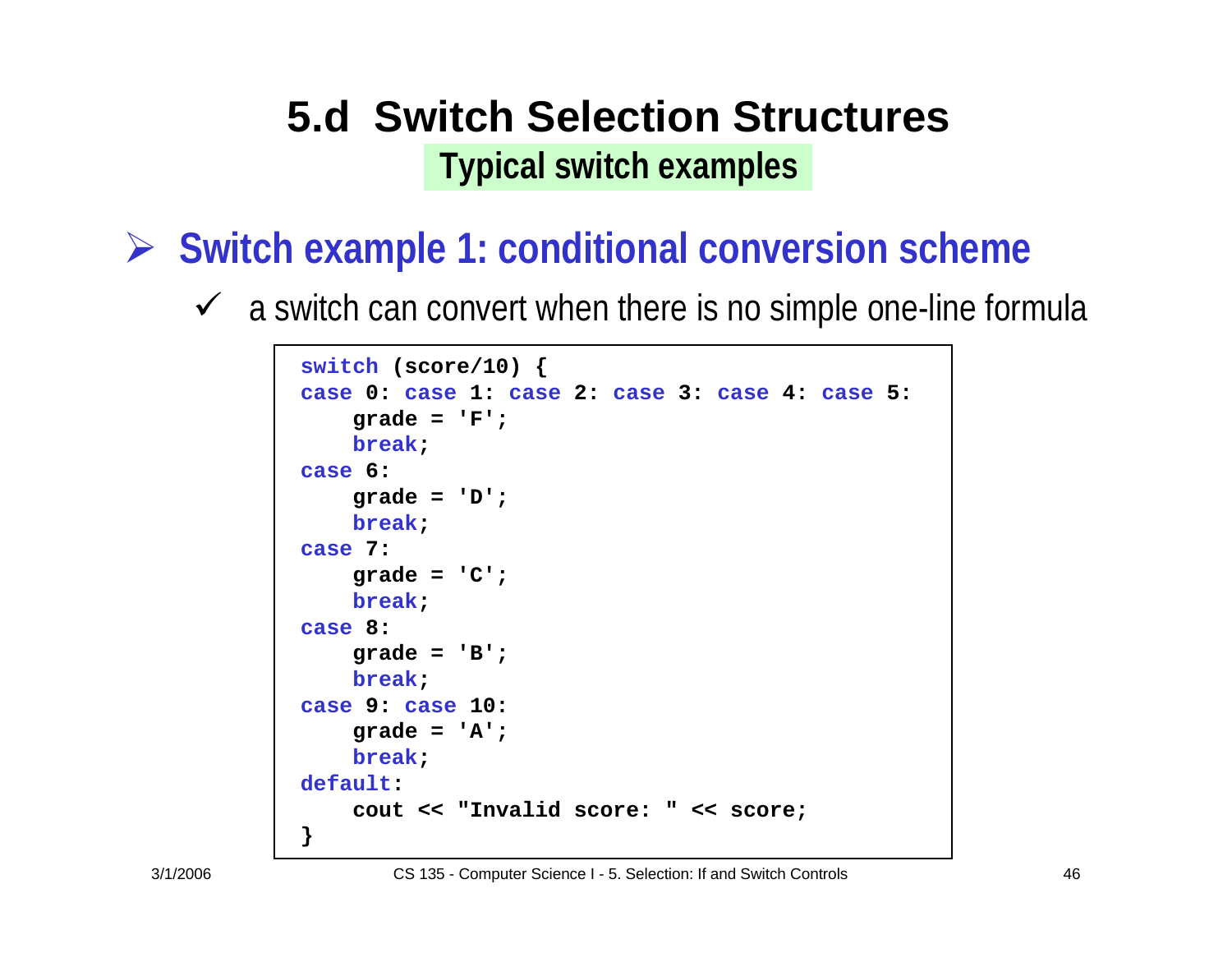# 5.d Switch Selection Structures

## Typical switch examples

- **Switch example 1: conditional conversion scheme**
  - ✓ a switch can convert when there is no simple one-line formula

```
switch (score/10) {
case 0: case 1: case 2: case 3: case 4: case 5:
    grade = 'F';
    break;
case 6:
    grade = 'D';
    break;
case 7:
    grade = 'C';
    break;
case 8:
    grade = 'B';
    break;
case 9: case 10:
    grade = 'A';
    break;
default:
    cout << "Invalid score: " << score;
}
```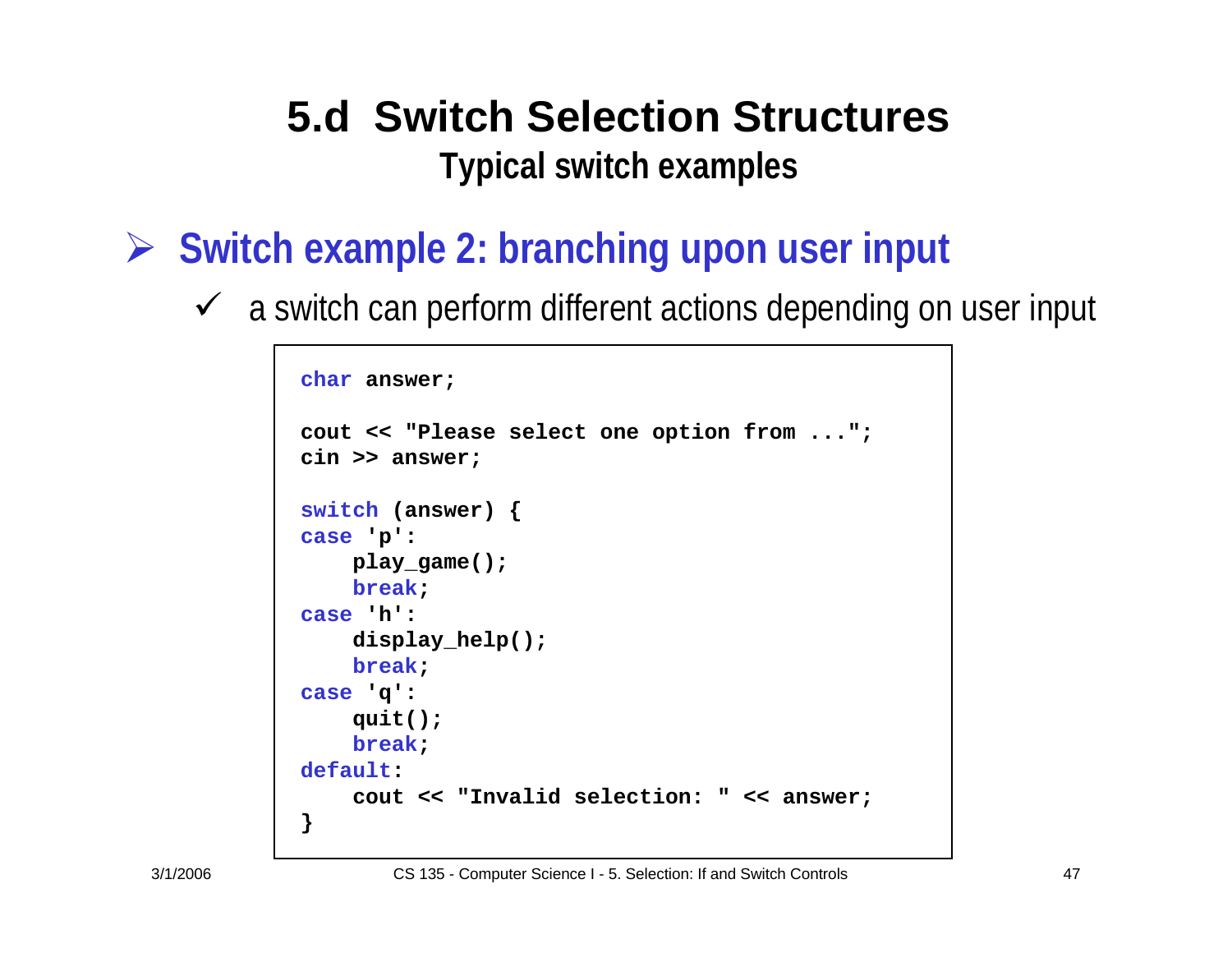# 5.d Switch Selection Structures

## Typical switch examples

- **Switch example 2: branching upon user input**
  - ✓ a switch can perform different actions depending on user input

```
char answer;

cout << "Please select one option from ...";
cin >> answer;

switch (answer) {
case 'p':
    play_game();
    break;
case 'h':
    display_help();
    break;
case 'q':
    quit();
    break;
default:
    cout << "Invalid selection: " << answer;
}
```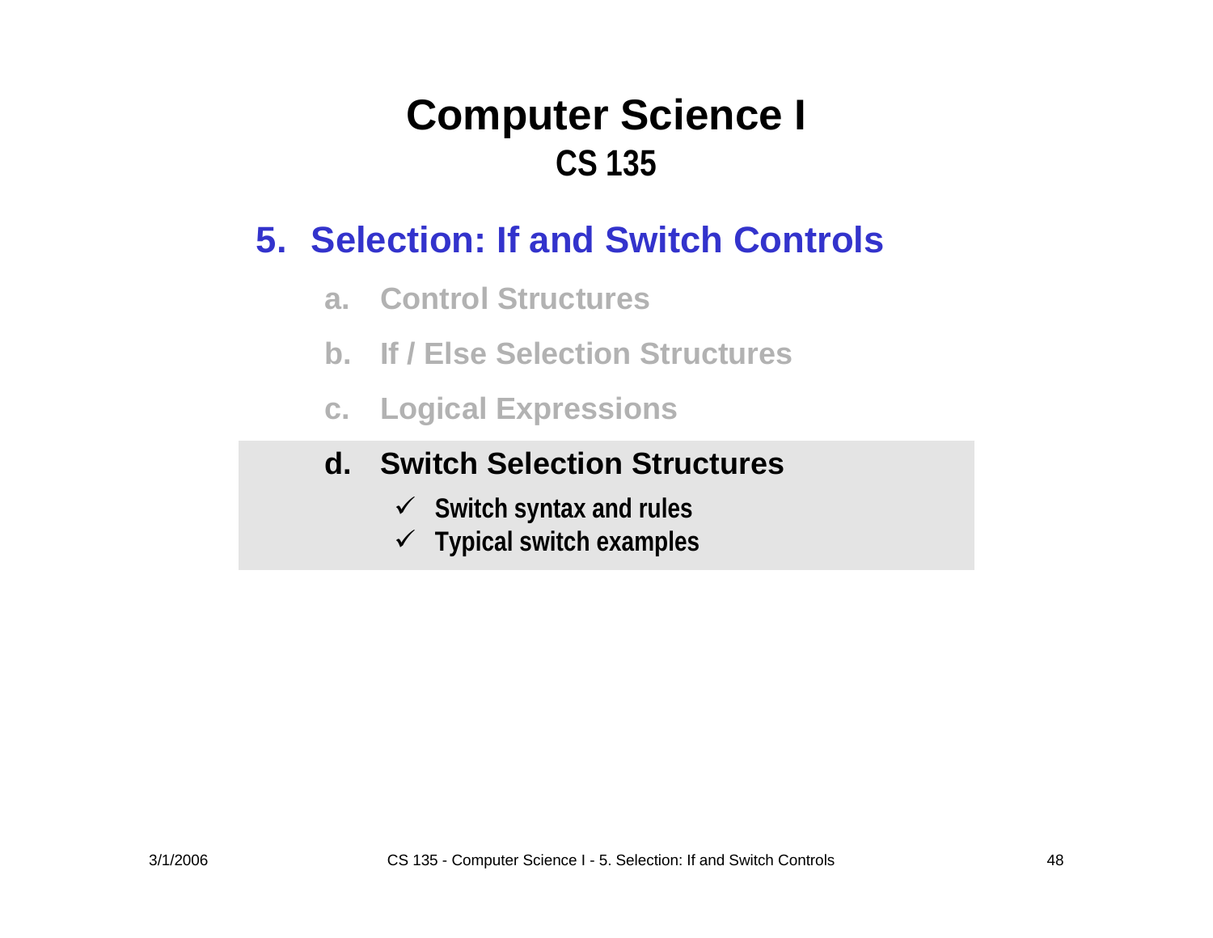# Computer Science I
## CS 135

## 5. Selection: If and Switch Controls

a. Control Structures

b. If / Else Selection Structures

c. Logical Expressions

d. **Switch Selection Structures**

- ✓ **Switch syntax and rules**
- ✓ **Typical switch examples**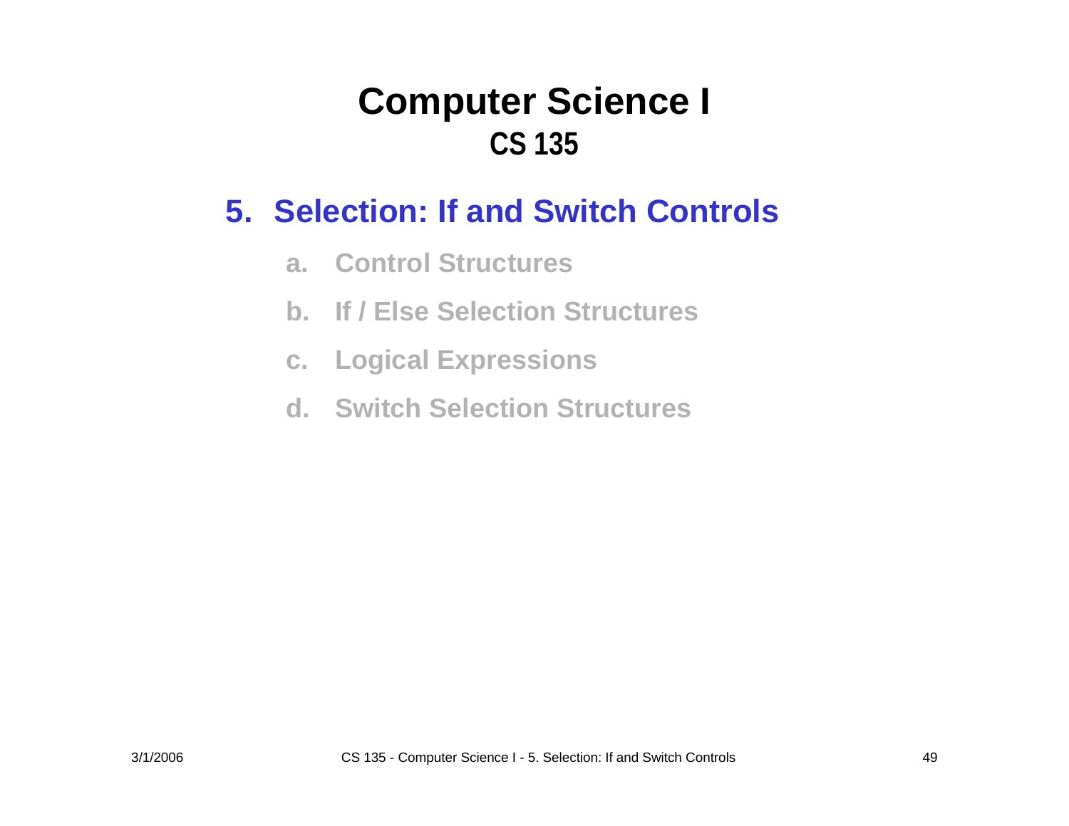# Computer Science I
## CS 135

### 5. Selection: If and Switch Controls

a. Control Structures

b. If / Else Selection Structures

c. Logical Expressions

d. Switch Selection Structures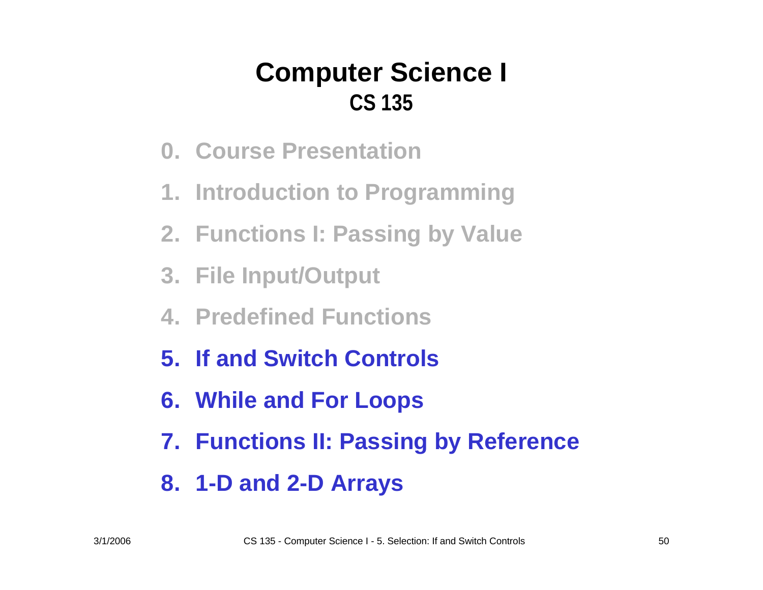# Computer Science I
## CS 135

0. Course Presentation
1. Introduction to Programming
2. Functions I: Passing by Value
3. File Input/Output
4. Predefined Functions
5. **If and Switch Controls**
6. **While and For Loops**
7. **Functions II: Passing by Reference**
8. **1-D and 2-D Arrays**